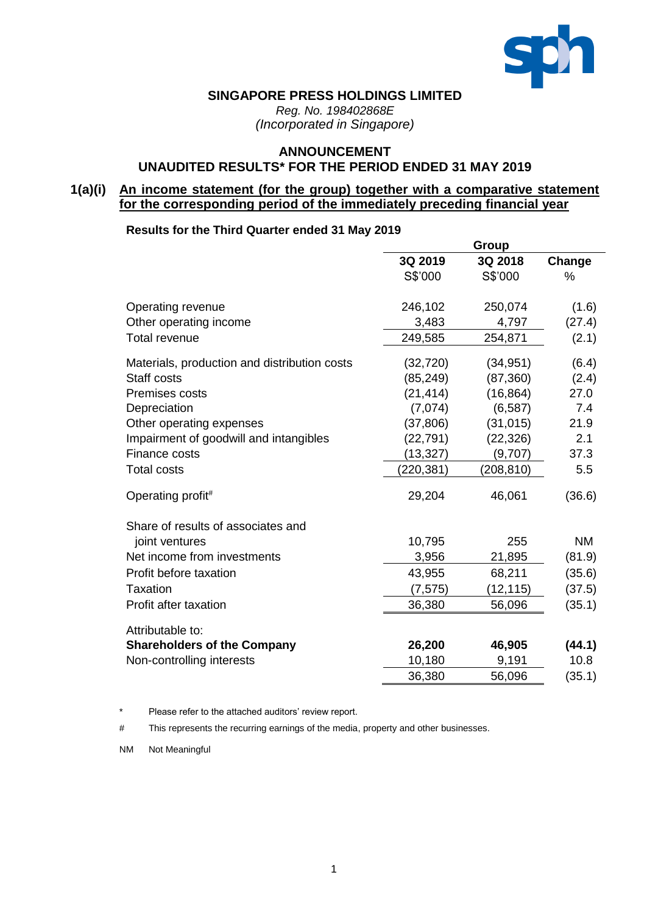**SINGAPORE PRESS HOLDINGS LIMITED**

*Reg. No. 198402868E*
*(Incorporated in Singapore)*

## ANNOUNCEMENT
## UNAUDITED RESULTS* FOR THE PERIOD ENDED 31 MAY 2019

### 1(a)(i) An income statement (for the group) together with a comparative statement for the corresponding period of the immediately preceding financial year

**Results for the Third Quarter ended 31 May 2019**

| | Group | | |
|---|---|---|---|
| | **3Q 2019** | **3Q 2018** | **Change** |
| | S$'000 | S$'000 | % |
| Operating revenue | 246,102 | 250,074 | (1.6) |
| Other operating income | 3,483 | 4,797 | (27.4) |
| Total revenue | 249,585 | 254,871 | (2.1) |
| Materials, production and distribution costs | (32,720) | (34,951) | (6.4) |
| Staff costs | (85,249) | (87,360) | (2.4) |
| Premises costs | (21,414) | (16,864) | 27.0 |
| Depreciation | (7,074) | (6,587) | 7.4 |
| Other operating expenses | (37,806) | (31,015) | 21.9 |
| Impairment of goodwill and intangibles | (22,791) | (22,326) | 2.1 |
| Finance costs | (13,327) | (9,707) | 37.3 |
| Total costs | (220,381) | (208,810) | 5.5 |
| Operating profit# | 29,204 | 46,061 | (36.6) |
| Share of results of associates and joint ventures | 10,795 | 255 | NM |
| Net income from investments | 3,956 | 21,895 | (81.9) |
| Profit before taxation | 43,955 | 68,211 | (35.6) |
| Taxation | (7,575) | (12,115) | (37.5) |
| Profit after taxation | 36,380 | 56,096 | (35.1) |
| Attributable to: | | | |
| **Shareholders of the Company** | **26,200** | **46,905** | **(44.1)** |
| Non-controlling interests | 10,180 | 9,191 | 10.8 |
| | 36,380 | 56,096 | (35.1) |

\* Please refer to the attached auditors' review report.

\# This represents the recurring earnings of the media, property and other businesses.

NM Not Meaningful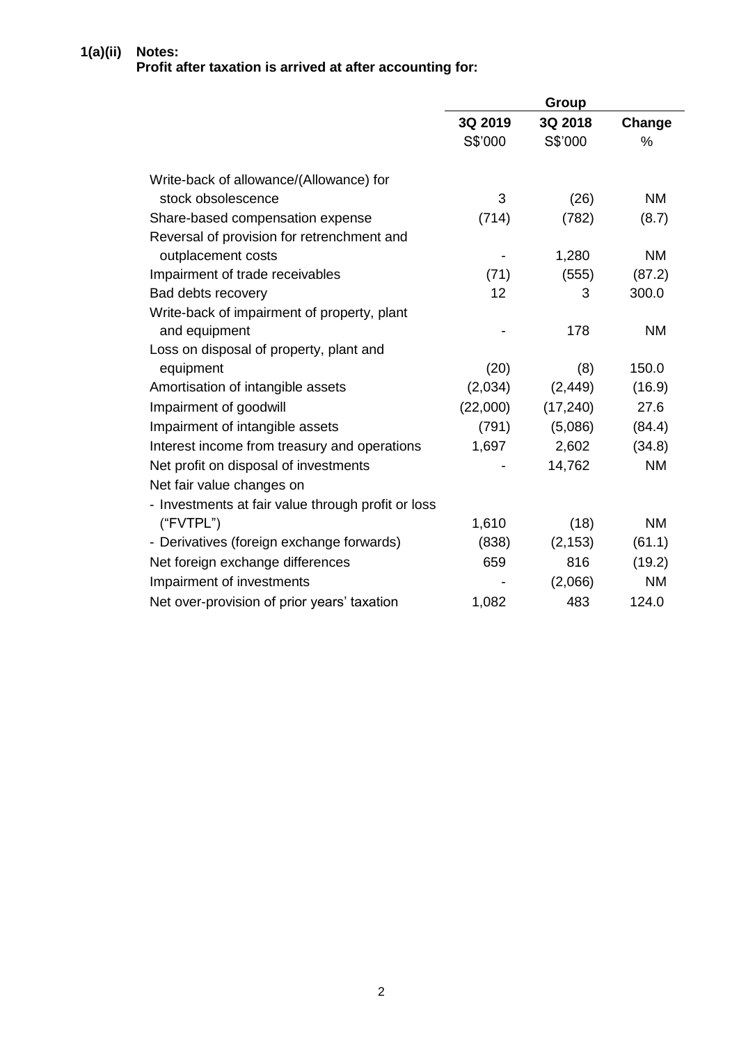**1(a)(ii) Notes:**

**Profit after taxation is arrived at after accounting for:**

| | Group | | |
|---|---|---|---|
| | **3Q 2019** | **3Q 2018** | **Change** |
| | S$'000 | S$'000 | % |
| Write-back of allowance/(Allowance) for stock obsolescence | 3 | (26) | NM |
| Share-based compensation expense | (714) | (782) | (8.7) |
| Reversal of provision for retrenchment and outplacement costs | - | 1,280 | NM |
| Impairment of trade receivables | (71) | (555) | (87.2) |
| Bad debts recovery | 12 | 3 | 300.0 |
| Write-back of impairment of property, plant and equipment | - | 178 | NM |
| Loss on disposal of property, plant and equipment | (20) | (8) | 150.0 |
| Amortisation of intangible assets | (2,034) | (2,449) | (16.9) |
| Impairment of goodwill | (22,000) | (17,240) | 27.6 |
| Impairment of intangible assets | (791) | (5,086) | (84.4) |
| Interest income from treasury and operations | 1,697 | 2,602 | (34.8) |
| Net profit on disposal of investments | - | 14,762 | NM |
| Net fair value changes on | | | |
| - Investments at fair value through profit or loss ("FVTPL") | 1,610 | (18) | NM |
| - Derivatives (foreign exchange forwards) | (838) | (2,153) | (61.1) |
| Net foreign exchange differences | 659 | 816 | (19.2) |
| Impairment of investments | - | (2,066) | NM |
| Net over-provision of prior years' taxation | 1,082 | 483 | 124.0 |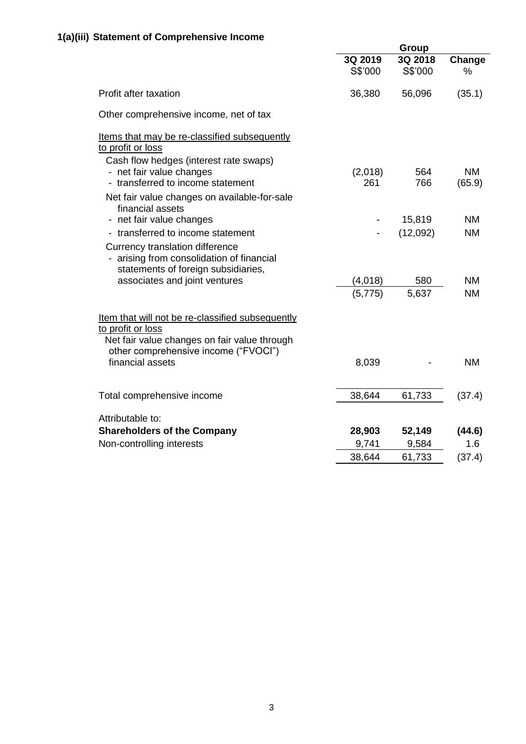### 1(a)(iii) Statement of Comprehensive Income

| | Group | | |
|---|---|---|---|
| | 3Q 2019<br>S$'000 | 3Q 2018<br>S$'000 | Change<br>% |
| Profit after taxation | 36,380 | 56,096 | (35.1) |
| Other comprehensive income, net of tax | | | |
| Items that may be re-classified subsequently to profit or loss | | | |
| Cash flow hedges (interest rate swaps) | | | |
| - net fair value changes | (2,018) | 564 | NM |
| - transferred to income statement | 261 | 766 | (65.9) |
| Net fair value changes on available-for-sale financial assets | | | |
| - net fair value changes | - | 15,819 | NM |
| - transferred to income statement | - | (12,092) | NM |
| Currency translation difference | | | |
| - arising from consolidation of financial statements of foreign subsidiaries, associates and joint ventures | (4,018) | 580 | NM |
| | (5,775) | 5,637 | NM |
| Item that will not be re-classified subsequently to profit or loss | | | |
| Net fair value changes on fair value through other comprehensive income ("FVOCI") financial assets | 8,039 | - | NM |
| Total comprehensive income | 38,644 | 61,733 | (37.4) |
| Attributable to: | | | |
| **Shareholders of the Company** | **28,903** | **52,149** | **(44.6)** |
| Non-controlling interests | 9,741 | 9,584 | 1.6 |
| | 38,644 | 61,733 | (37.4) |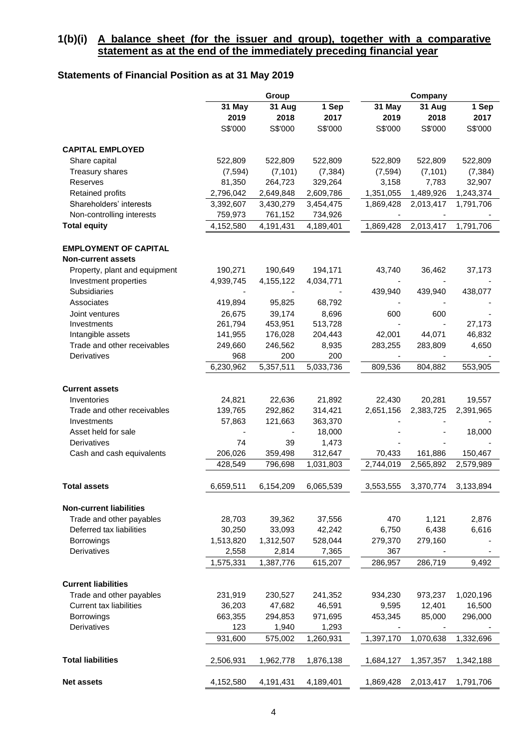## 1(b)(i) A balance sheet (for the issuer and group), together with a comparative statement as at the end of the immediately preceding financial year

### Statements of Financial Position as at 31 May 2019

| | Group | | | Company | | |
|---|---|---|---|---|---|---|
| | 31 May 2019 | 31 Aug 2018 | 1 Sep 2017 | 31 May 2019 | 31 Aug 2018 | 1 Sep 2017 |
| | S$'000 | S$'000 | S$'000 | S$'000 | S$'000 | S$'000 |
| **CAPITAL EMPLOYED** | | | | | | |
| Share capital | 522,809 | 522,809 | 522,809 | 522,809 | 522,809 | 522,809 |
| Treasury shares | (7,594) | (7,101) | (7,384) | (7,594) | (7,101) | (7,384) |
| Reserves | 81,350 | 264,723 | 329,264 | 3,158 | 7,783 | 32,907 |
| Retained profits | 2,796,042 | 2,649,848 | 2,609,786 | 1,351,055 | 1,489,926 | 1,243,374 |
| Shareholders' interests | 3,392,607 | 3,430,279 | 3,454,475 | 1,869,428 | 2,013,417 | 1,791,706 |
| Non-controlling interests | 759,973 | 761,152 | 734,926 | - | - | - |
| **Total equity** | 4,152,580 | 4,191,431 | 4,189,401 | 1,869,428 | 2,013,417 | 1,791,706 |
| **EMPLOYMENT OF CAPITAL** | | | | | | |
| **Non-current assets** | | | | | | |
| Property, plant and equipment | 190,271 | 190,649 | 194,171 | 43,740 | 36,462 | 37,173 |
| Investment properties | 4,939,745 | 4,155,122 | 4,034,771 | - | - | - |
| Subsidiaries | - | - | - | 439,940 | 439,940 | 438,077 |
| Associates | 419,894 | 95,825 | 68,792 | - | - | - |
| Joint ventures | 26,675 | 39,174 | 8,696 | 600 | 600 | - |
| Investments | 261,794 | 453,951 | 513,728 | - | - | 27,173 |
| Intangible assets | 141,955 | 176,028 | 204,443 | 42,001 | 44,071 | 46,832 |
| Trade and other receivables | 249,660 | 246,562 | 8,935 | 283,255 | 283,809 | 4,650 |
| Derivatives | 968 | 200 | 200 | - | - | - |
| | 6,230,962 | 5,357,511 | 5,033,736 | 809,536 | 804,882 | 553,905 |
| **Current assets** | | | | | | |
| Inventories | 24,821 | 22,636 | 21,892 | 22,430 | 20,281 | 19,557 |
| Trade and other receivables | 139,765 | 292,862 | 314,421 | 2,651,156 | 2,383,725 | 2,391,965 |
| Investments | 57,863 | 121,663 | 363,370 | - | - | - |
| Asset held for sale | - | - | 18,000 | - | - | 18,000 |
| Derivatives | 74 | 39 | 1,473 | - | - | - |
| Cash and cash equivalents | 206,026 | 359,498 | 312,647 | 70,433 | 161,886 | 150,467 |
| | 428,549 | 796,698 | 1,031,803 | 2,744,019 | 2,565,892 | 2,579,989 |
| **Total assets** | 6,659,511 | 6,154,209 | 6,065,539 | 3,553,555 | 3,370,774 | 3,133,894 |
| **Non-current liabilities** | | | | | | |
| Trade and other payables | 28,703 | 39,362 | 37,556 | 470 | 1,121 | 2,876 |
| Deferred tax liabilities | 30,250 | 33,093 | 42,242 | 6,750 | 6,438 | 6,616 |
| Borrowings | 1,513,820 | 1,312,507 | 528,044 | 279,370 | 279,160 | - |
| Derivatives | 2,558 | 2,814 | 7,365 | 367 | - | - |
| | 1,575,331 | 1,387,776 | 615,207 | 286,957 | 286,719 | 9,492 |
| **Current liabilities** | | | | | | |
| Trade and other payables | 231,919 | 230,527 | 241,352 | 934,230 | 973,237 | 1,020,196 |
| Current tax liabilities | 36,203 | 47,682 | 46,591 | 9,595 | 12,401 | 16,500 |
| Borrowings | 663,355 | 294,853 | 971,695 | 453,345 | 85,000 | 296,000 |
| Derivatives | 123 | 1,940 | 1,293 | - | - | - |
| | 931,600 | 575,002 | 1,260,931 | 1,397,170 | 1,070,638 | 1,332,696 |
| **Total liabilities** | 2,506,931 | 1,962,778 | 1,876,138 | 1,684,127 | 1,357,357 | 1,342,188 |
| **Net assets** | 4,152,580 | 4,191,431 | 4,189,401 | 1,869,428 | 2,013,417 | 1,791,706 |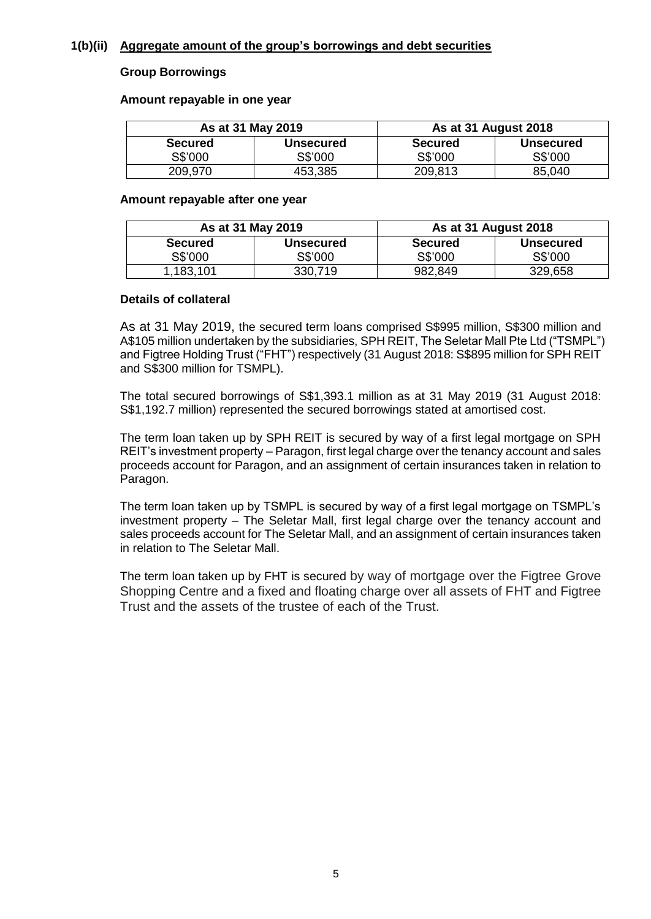### 1(b)(ii) Aggregate amount of the group's borrowings and debt securities

**Group Borrowings**

**Amount repayable in one year**

| As at 31 May 2019 | | As at 31 August 2018 | |
|---|---|---|---|
| **Secured** S$'000 | **Unsecured** S$'000 | **Secured** S$'000 | **Unsecured** S$'000 |
| 209,970 | 453,385 | 209,813 | 85,040 |

**Amount repayable after one year**

| As at 31 May 2019 | | As at 31 August 2018 | |
|---|---|---|---|
| **Secured** S$'000 | **Unsecured** S$'000 | **Secured** S$'000 | **Unsecured** S$'000 |
| 1,183,101 | 330,719 | 982,849 | 329,658 |

**Details of collateral**

As at 31 May 2019, the secured term loans comprised S$995 million, S$300 million and A$105 million undertaken by the subsidiaries, SPH REIT, The Seletar Mall Pte Ltd ("TSMPL") and Figtree Holding Trust ("FHT") respectively (31 August 2018: S$895 million for SPH REIT and S$300 million for TSMPL).

The total secured borrowings of S$1,393.1 million as at 31 May 2019 (31 August 2018: S$1,192.7 million) represented the secured borrowings stated at amortised cost.

The term loan taken up by SPH REIT is secured by way of a first legal mortgage on SPH REIT's investment property – Paragon, first legal charge over the tenancy account and sales proceeds account for Paragon, and an assignment of certain insurances taken in relation to Paragon.

The term loan taken up by TSMPL is secured by way of a first legal mortgage on TSMPL's investment property – The Seletar Mall, first legal charge over the tenancy account and sales proceeds account for The Seletar Mall, and an assignment of certain insurances taken in relation to The Seletar Mall.

The term loan taken up by FHT is secured by way of mortgage over the Figtree Grove Shopping Centre and a fixed and floating charge over all assets of FHT and Figtree Trust and the assets of the trustee of each of the Trust.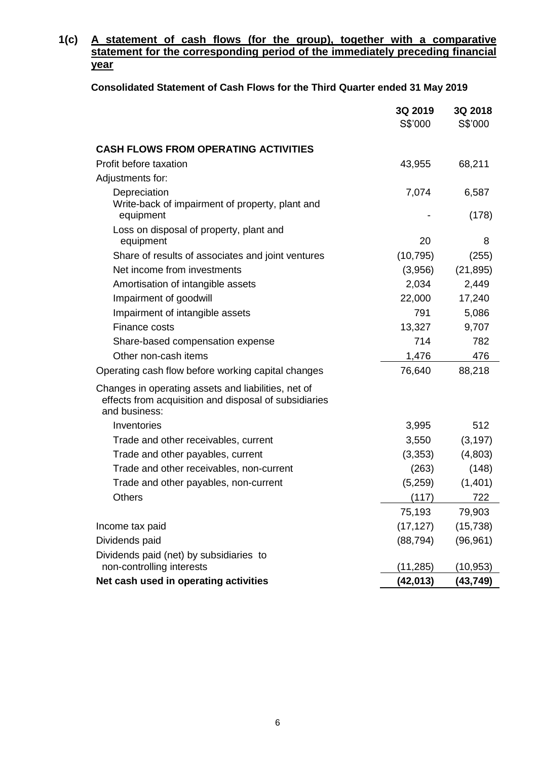**1(c) A statement of cash flows (for the group), together with a comparative statement for the corresponding period of the immediately preceding financial year**

**Consolidated Statement of Cash Flows for the Third Quarter ended 31 May 2019**

| | 3Q 2019 S$'000 | 3Q 2018 S$'000 |
|---|---|---|
| **CASH FLOWS FROM OPERATING ACTIVITIES** | | |
| Profit before taxation | 43,955 | 68,211 |
| Adjustments for: | | |
| Depreciation | 7,074 | 6,587 |
| Write-back of impairment of property, plant and equipment | - | (178) |
| Loss on disposal of property, plant and equipment | 20 | 8 |
| Share of results of associates and joint ventures | (10,795) | (255) |
| Net income from investments | (3,956) | (21,895) |
| Amortisation of intangible assets | 2,034 | 2,449 |
| Impairment of goodwill | 22,000 | 17,240 |
| Impairment of intangible assets | 791 | 5,086 |
| Finance costs | 13,327 | 9,707 |
| Share-based compensation expense | 714 | 782 |
| Other non-cash items | 1,476 | 476 |
| Operating cash flow before working capital changes | 76,640 | 88,218 |
| Changes in operating assets and liabilities, net of effects from acquisition and disposal of subsidiaries and business: | | |
| Inventories | 3,995 | 512 |
| Trade and other receivables, current | 3,550 | (3,197) |
| Trade and other payables, current | (3,353) | (4,803) |
| Trade and other receivables, non-current | (263) | (148) |
| Trade and other payables, non-current | (5,259) | (1,401) |
| Others | (117) | 722 |
| | 75,193 | 79,903 |
| Income tax paid | (17,127) | (15,738) |
| Dividends paid | (88,794) | (96,961) |
| Dividends paid (net) by subsidiaries to non-controlling interests | (11,285) | (10,953) |
| **Net cash used in operating activities** | **(42,013)** | **(43,749)** |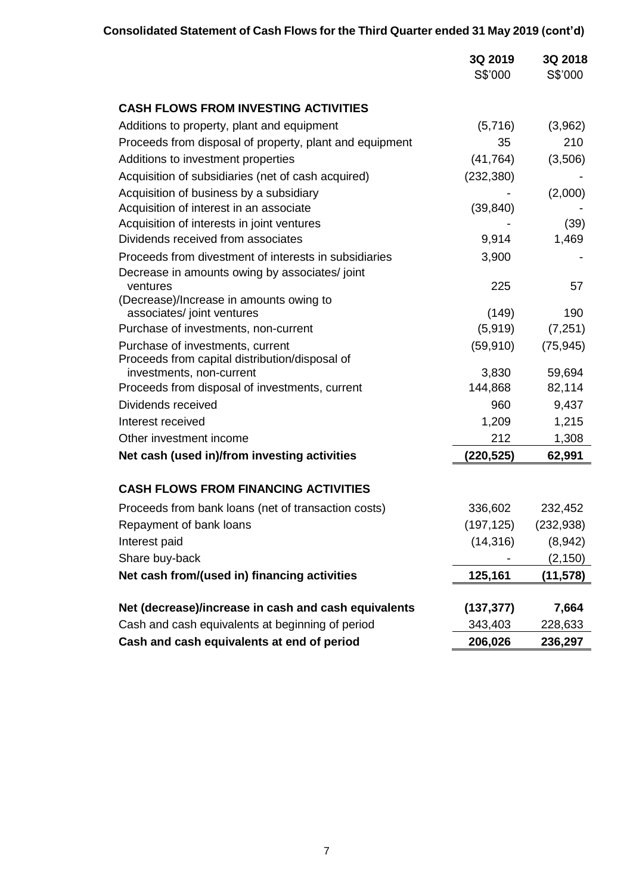**Consolidated Statement of Cash Flows for the Third Quarter ended 31 May 2019 (cont'd)**

| | 3Q 2019 S$'000 | 3Q 2018 S$'000 |
|---|---|---|
| **CASH FLOWS FROM INVESTING ACTIVITIES** | | |
| Additions to property, plant and equipment | (5,716) | (3,962) |
| Proceeds from disposal of property, plant and equipment | 35 | 210 |
| Additions to investment properties | (41,764) | (3,506) |
| Acquisition of subsidiaries (net of cash acquired) | (232,380) | - |
| Acquisition of business by a subsidiary | - | (2,000) |
| Acquisition of interest in an associate | (39,840) | - |
| Acquisition of interests in joint ventures | - | (39) |
| Dividends received from associates | 9,914 | 1,469 |
| Proceeds from divestment of interests in subsidiaries | 3,900 | - |
| Decrease in amounts owing by associates/ joint ventures | 225 | 57 |
| (Decrease)/Increase in amounts owing to associates/ joint ventures | (149) | 190 |
| Purchase of investments, non-current | (5,919) | (7,251) |
| Purchase of investments, current | (59,910) | (75,945) |
| Proceeds from capital distribution/disposal of investments, non-current | 3,830 | 59,694 |
| Proceeds from disposal of investments, current | 144,868 | 82,114 |
| Dividends received | 960 | 9,437 |
| Interest received | 1,209 | 1,215 |
| Other investment income | 212 | 1,308 |
| **Net cash (used in)/from investing activities** | **(220,525)** | **62,991** |
| **CASH FLOWS FROM FINANCING ACTIVITIES** | | |
| Proceeds from bank loans (net of transaction costs) | 336,602 | 232,452 |
| Repayment of bank loans | (197,125) | (232,938) |
| Interest paid | (14,316) | (8,942) |
| Share buy-back | - | (2,150) |
| **Net cash from/(used in) financing activities** | **125,161** | **(11,578)** |
| **Net (decrease)/increase in cash and cash equivalents** | **(137,377)** | **7,664** |
| Cash and cash equivalents at beginning of period | 343,403 | 228,633 |
| **Cash and cash equivalents at end of period** | **206,026** | **236,297** |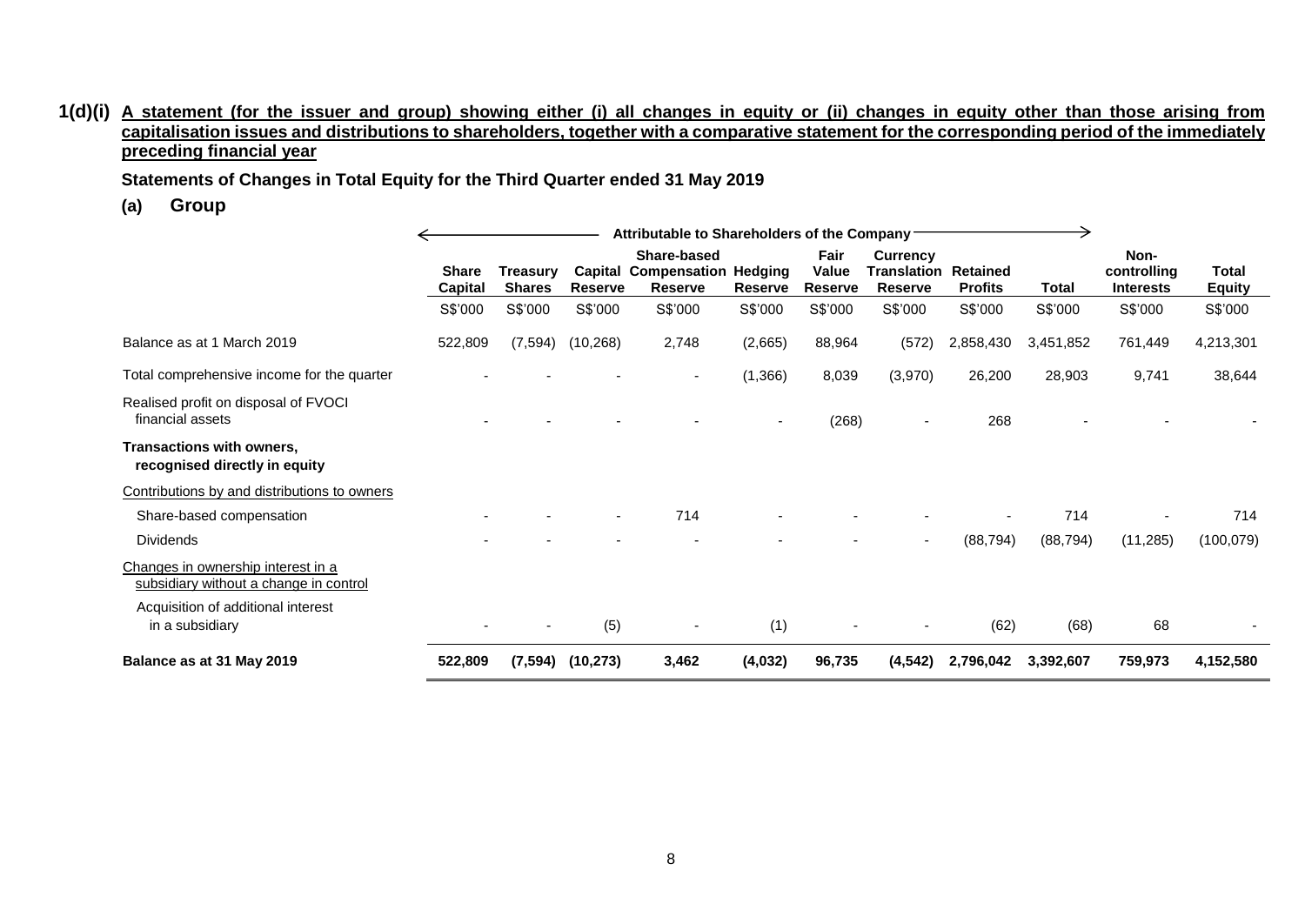**1(d)(i) A statement (for the issuer and group) showing either (i) all changes in equity or (ii) changes in equity other than those arising from capitalisation issues and distributions to shareholders, together with a comparative statement for the corresponding period of the immediately preceding financial year**

**Statements of Changes in Total Equity for the Third Quarter ended 31 May 2019**

**(a) Group**

| | Attributable to Shareholders of the Company | | | | | | | | | | |
|---|---|---|---|---|---|---|---|---|---|---|---|
| | **Share Capital** | **Treasury Shares** | **Capital Reserve** | **Share-based Compensation Reserve** | **Hedging Reserve** | **Fair Value Reserve** | **Currency Translation Reserve** | **Retained Profits** | **Total** | **Non-controlling Interests** | **Total Equity** |
| | S$'000 | S$'000 | S$'000 | S$'000 | S$'000 | S$'000 | S$'000 | S$'000 | S$'000 | S$'000 | S$'000 |
| Balance as at 1 March 2019 | 522,809 | (7,594) | (10,268) | 2,748 | (2,665) | 88,964 | (572) | 2,858,430 | 3,451,852 | 761,449 | 4,213,301 |
| Total comprehensive income for the quarter | - | - | - | - | (1,366) | 8,039 | (3,970) | 26,200 | 28,903 | 9,741 | 38,644 |
| Realised profit on disposal of FVOCI financial assets | - | - | - | - | - | (268) | - | 268 | - | - | - |
| **Transactions with owners, recognised directly in equity** | | | | | | | | | | | |
| Contributions by and distributions to owners | | | | | | | | | | | |
| Share-based compensation | - | - | - | 714 | - | - | - | - | 714 | - | 714 |
| Dividends | - | - | - | - | - | - | - | (88,794) | (88,794) | (11,285) | (100,079) |
| Changes in ownership interest in a subsidiary without a change in control | | | | | | | | | | | |
| Acquisition of additional interest in a subsidiary | - | - | (5) | - | (1) | - | - | (62) | (68) | 68 | - |
| **Balance as at 31 May 2019** | **522,809** | **(7,594)** | **(10,273)** | **3,462** | **(4,032)** | **96,735** | **(4,542)** | **2,796,042** | **3,392,607** | **759,973** | **4,152,580** |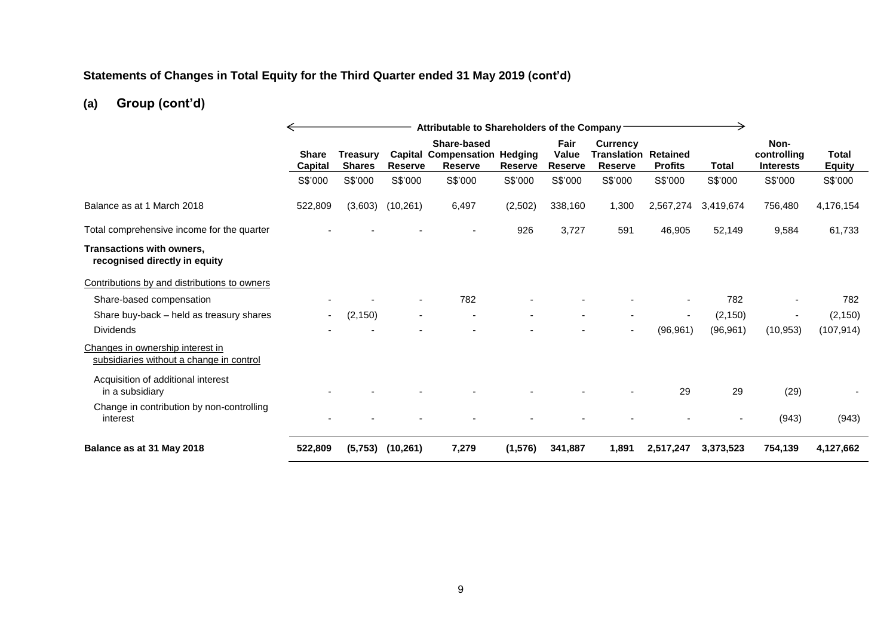## Statements of Changes in Total Equity for the Third Quarter ended 31 May 2019 (cont'd)

## (a) Group (cont'd)

| | Attributable to Shareholders of the Company | | | | | | | | | | |
|---|---|---|---|---|---|---|---|---|---|---|---|
| | **Share Capital** | **Treasury Shares** | **Capital Reserve** | **Share-based Compensation Reserve** | **Hedging Reserve** | **Fair Value Reserve** | **Currency Translation Reserve** | **Retained Profits** | **Total** | **Non-controlling Interests** | **Total Equity** |
| | S$'000 | S$'000 | S$'000 | S$'000 | S$'000 | S$'000 | S$'000 | S$'000 | S$'000 | S$'000 | S$'000 |
| Balance as at 1 March 2018 | 522,809 | (3,603) | (10,261) | 6,497 | (2,502) | 338,160 | 1,300 | 2,567,274 | 3,419,674 | 756,480 | 4,176,154 |
| Total comprehensive income for the quarter | - | - | - | - | 926 | 3,727 | 591 | 46,905 | 52,149 | 9,584 | 61,733 |
| **Transactions with owners, recognised directly in equity** | | | | | | | | | | | |
| Contributions by and distributions to owners | | | | | | | | | | | |
| Share-based compensation | - | - | - | 782 | - | - | - | - | 782 | - | 782 |
| Share buy-back – held as treasury shares | - | (2,150) | - | - | - | - | - | - | (2,150) | - | (2,150) |
| Dividends | - | - | - | - | - | - | - | (96,961) | (96,961) | (10,953) | (107,914) |
| Changes in ownership interest in subsidiaries without a change in control | | | | | | | | | | | |
| Acquisition of additional interest in a subsidiary | - | - | - | - | - | - | - | 29 | 29 | (29) | - |
| Change in contribution by non-controlling interest | - | - | - | - | - | - | - | - | - | (943) | (943) |
| **Balance as at 31 May 2018** | **522,809** | **(5,753)** | **(10,261)** | **7,279** | **(1,576)** | **341,887** | **1,891** | **2,517,247** | **3,373,523** | **754,139** | **4,127,662** |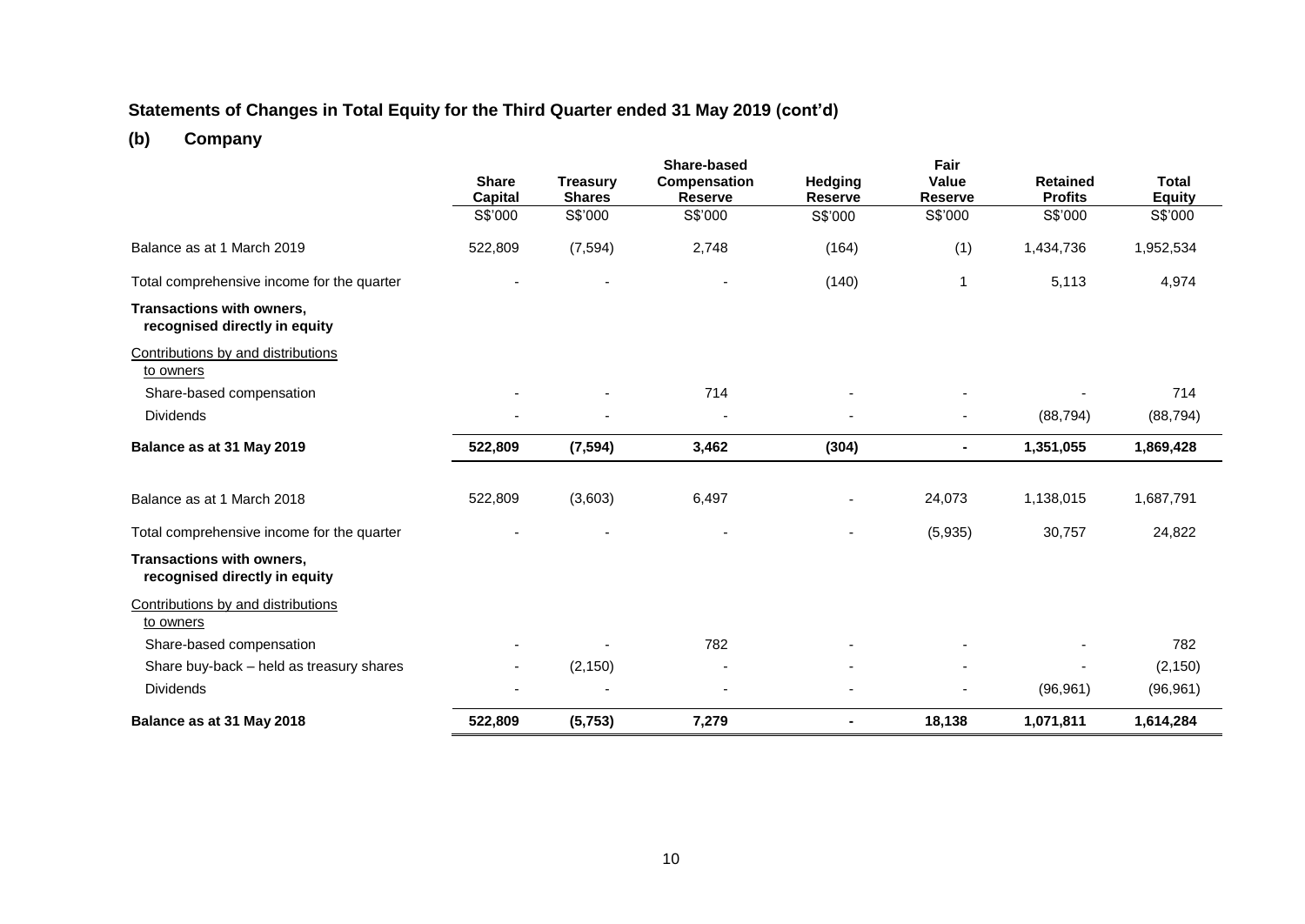## Statements of Changes in Total Equity for the Third Quarter ended 31 May 2019 (cont'd)

### (b) Company

| | Share Capital | Treasury Shares | Share-based Compensation Reserve | Hedging Reserve | Fair Value Reserve | Retained Profits | Total Equity |
|---|---|---|---|---|---|---|---|
| | S$'000 | S$'000 | S$'000 | S$'000 | S$'000 | S$'000 | S$'000 |
| Balance as at 1 March 2019 | 522,809 | (7,594) | 2,748 | (164) | (1) | 1,434,736 | 1,952,534 |
| Total comprehensive income for the quarter | - | - | - | (140) | 1 | 5,113 | 4,974 |
| **Transactions with owners, recognised directly in equity** | | | | | | | |
| Contributions by and distributions to owners | | | | | | | |
| Share-based compensation | - | - | 714 | - | - | - | 714 |
| Dividends | - | - | - | - | - | (88,794) | (88,794) |
| **Balance as at 31 May 2019** | **522,809** | **(7,594)** | **3,462** | **(304)** | **-** | **1,351,055** | **1,869,428** |
| Balance as at 1 March 2018 | 522,809 | (3,603) | 6,497 | - | 24,073 | 1,138,015 | 1,687,791 |
| Total comprehensive income for the quarter | - | - | - | - | (5,935) | 30,757 | 24,822 |
| **Transactions with owners, recognised directly in equity** | | | | | | | |
| Contributions by and distributions to owners | | | | | | | |
| Share-based compensation | - | - | 782 | - | - | - | 782 |
| Share buy-back – held as treasury shares | - | (2,150) | - | - | - | - | (2,150) |
| Dividends | - | - | - | - | - | (96,961) | (96,961) |
| **Balance as at 31 May 2018** | **522,809** | **(5,753)** | **7,279** | **-** | **18,138** | **1,071,811** | **1,614,284** |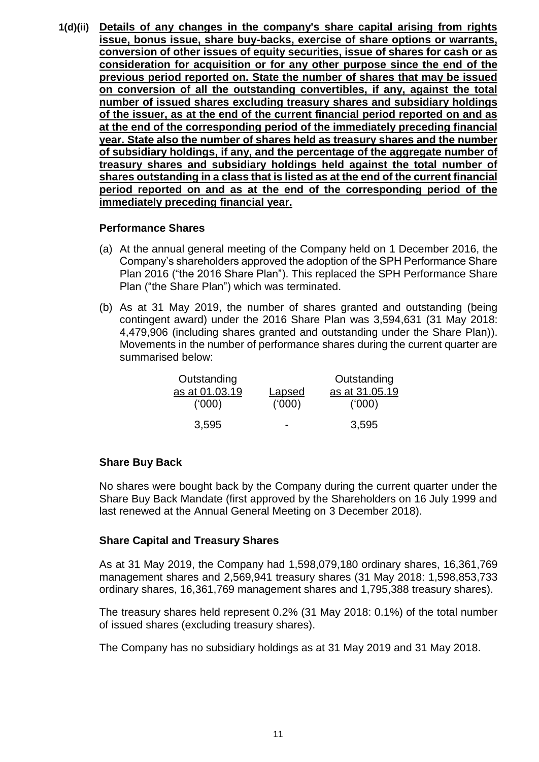**1(d)(ii) <u>Details of any changes in the company's share capital arising from rights issue, bonus issue, share buy-backs, exercise of share options or warrants, conversion of other issues of equity securities, issue of shares for cash or as consideration for acquisition or for any other purpose since the end of the previous period reported on. State the number of shares that may be issued on conversion of all the outstanding convertibles, if any, against the total number of issued shares excluding treasury shares and subsidiary holdings of the issuer, as at the end of the current financial period reported on and as at the end of the corresponding period of the immediately preceding financial year. State also the number of shares held as treasury shares and the number of subsidiary holdings, if any, and the percentage of the aggregate number of treasury shares and subsidiary holdings held against the total number of shares outstanding in a class that is listed as at the end of the current financial period reported on and as at the end of the corresponding period of the immediately preceding financial year.</u>**

**Performance Shares**

(a) At the annual general meeting of the Company held on 1 December 2016, the Company's shareholders approved the adoption of the SPH Performance Share Plan 2016 ("the 2016 Share Plan"). This replaced the SPH Performance Share Plan ("the Share Plan") which was terminated.

(b) As at 31 May 2019, the number of shares granted and outstanding (being contingent award) under the 2016 Share Plan was 3,594,631 (31 May 2018: 4,479,906 (including shares granted and outstanding under the Share Plan)). Movements in the number of performance shares during the current quarter are summarised below:

| Outstanding as at 01.03.19 ('000) | Lapsed ('000) | Outstanding as at 31.05.19 ('000) |
|---|---|---|
| 3,595 | - | 3,595 |

**Share Buy Back**

No shares were bought back by the Company during the current quarter under the Share Buy Back Mandate (first approved by the Shareholders on 16 July 1999 and last renewed at the Annual General Meeting on 3 December 2018).

**Share Capital and Treasury Shares**

As at 31 May 2019, the Company had 1,598,079,180 ordinary shares, 16,361,769 management shares and 2,569,941 treasury shares (31 May 2018: 1,598,853,733 ordinary shares, 16,361,769 management shares and 1,795,388 treasury shares).

The treasury shares held represent 0.2% (31 May 2018: 0.1%) of the total number of issued shares (excluding treasury shares).

The Company has no subsidiary holdings as at 31 May 2019 and 31 May 2018.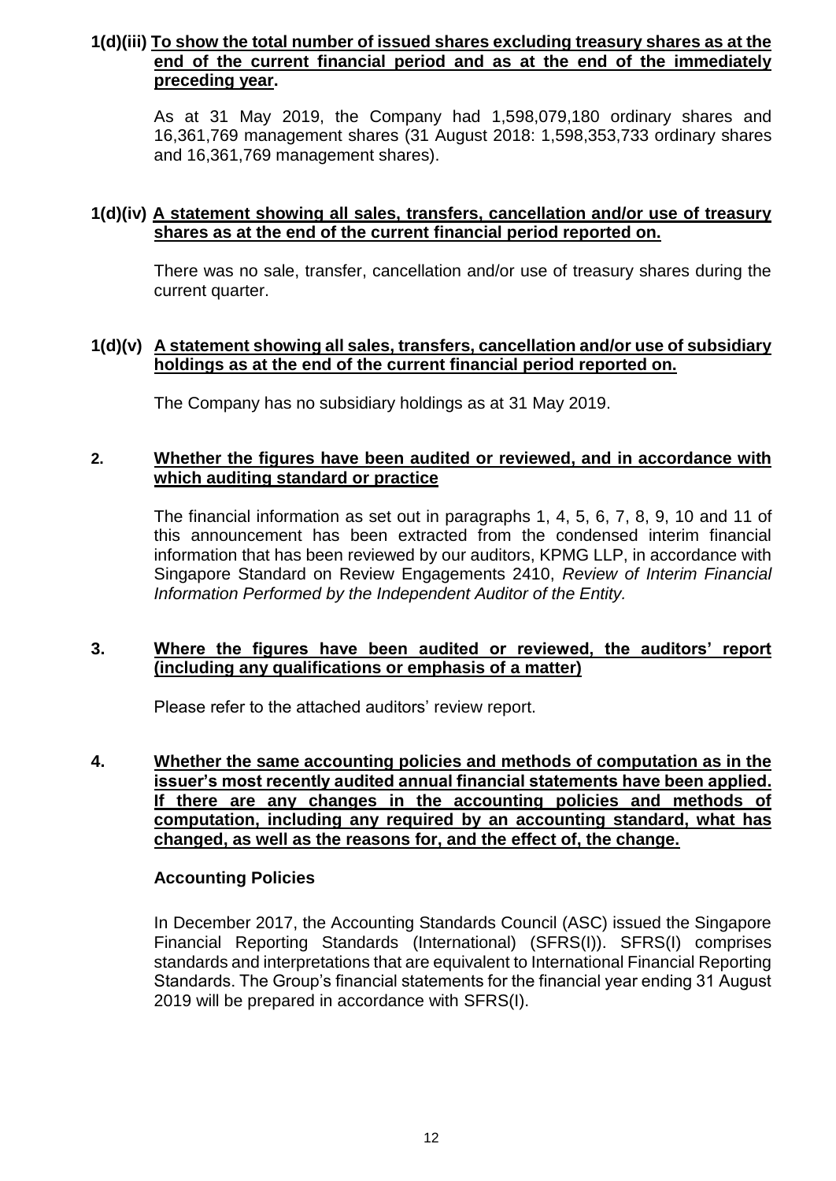**1(d)(iii) <u>To show the total number of issued shares excluding treasury shares as at the end of the current financial period and as at the end of the immediately preceding year</u>.**

As at 31 May 2019, the Company had 1,598,079,180 ordinary shares and 16,361,769 management shares (31 August 2018: 1,598,353,733 ordinary shares and 16,361,769 management shares).

**1(d)(iv) <u>A statement showing all sales, transfers, cancellation and/or use of treasury shares as at the end of the current financial period reported on.</u>**

There was no sale, transfer, cancellation and/or use of treasury shares during the current quarter.

**1(d)(v) <u>A statement showing all sales, transfers, cancellation and/or use of subsidiary holdings as at the end of the current financial period reported on.</u>**

The Company has no subsidiary holdings as at 31 May 2019.

**2. <u>Whether the figures have been audited or reviewed, and in accordance with which auditing standard or practice</u>**

The financial information as set out in paragraphs 1, 4, 5, 6, 7, 8, 9, 10 and 11 of this announcement has been extracted from the condensed interim financial information that has been reviewed by our auditors, KPMG LLP, in accordance with Singapore Standard on Review Engagements 2410, *Review of Interim Financial Information Performed by the Independent Auditor of the Entity.*

**3. <u>Where the figures have been audited or reviewed, the auditors' report (including any qualifications or emphasis of a matter)</u>**

Please refer to the attached auditors' review report.

**4. <u>Whether the same accounting policies and methods of computation as in the issuer's most recently audited annual financial statements have been applied. If there are any changes in the accounting policies and methods of computation, including any required by an accounting standard, what has changed, as well as the reasons for, and the effect of, the change.</u>**

**Accounting Policies**

In December 2017, the Accounting Standards Council (ASC) issued the Singapore Financial Reporting Standards (International) (SFRS(I)). SFRS(I) comprises standards and interpretations that are equivalent to International Financial Reporting Standards. The Group's financial statements for the financial year ending 31 August 2019 will be prepared in accordance with SFRS(I).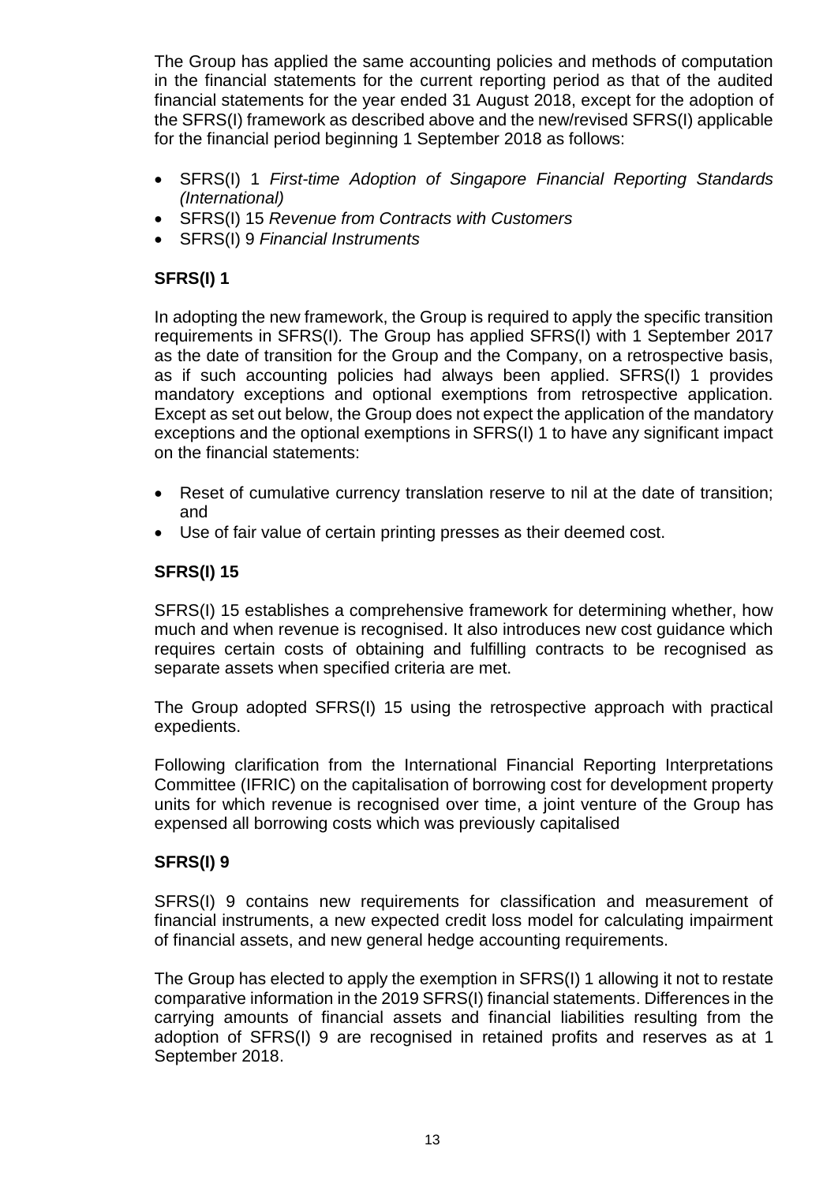The Group has applied the same accounting policies and methods of computation in the financial statements for the current reporting period as that of the audited financial statements for the year ended 31 August 2018, except for the adoption of the SFRS(I) framework as described above and the new/revised SFRS(I) applicable for the financial period beginning 1 September 2018 as follows:

- SFRS(I) 1 *First-time Adoption of Singapore Financial Reporting Standards (International)*
- SFRS(I) 15 *Revenue from Contracts with Customers*
- SFRS(I) 9 *Financial Instruments*

**SFRS(I) 1**

In adopting the new framework, the Group is required to apply the specific transition requirements in SFRS(I). The Group has applied SFRS(I) with 1 September 2017 as the date of transition for the Group and the Company, on a retrospective basis, as if such accounting policies had always been applied. SFRS(I) 1 provides mandatory exceptions and optional exemptions from retrospective application. Except as set out below, the Group does not expect the application of the mandatory exceptions and the optional exemptions in SFRS(I) 1 to have any significant impact on the financial statements:

- Reset of cumulative currency translation reserve to nil at the date of transition; and
- Use of fair value of certain printing presses as their deemed cost.

**SFRS(I) 15**

SFRS(I) 15 establishes a comprehensive framework for determining whether, how much and when revenue is recognised. It also introduces new cost guidance which requires certain costs of obtaining and fulfilling contracts to be recognised as separate assets when specified criteria are met.

The Group adopted SFRS(I) 15 using the retrospective approach with practical expedients.

Following clarification from the International Financial Reporting Interpretations Committee (IFRIC) on the capitalisation of borrowing cost for development property units for which revenue is recognised over time, a joint venture of the Group has expensed all borrowing costs which was previously capitalised

**SFRS(I) 9**

SFRS(I) 9 contains new requirements for classification and measurement of financial instruments, a new expected credit loss model for calculating impairment of financial assets, and new general hedge accounting requirements.

The Group has elected to apply the exemption in SFRS(I) 1 allowing it not to restate comparative information in the 2019 SFRS(I) financial statements. Differences in the carrying amounts of financial assets and financial liabilities resulting from the adoption of SFRS(I) 9 are recognised in retained profits and reserves as at 1 September 2018.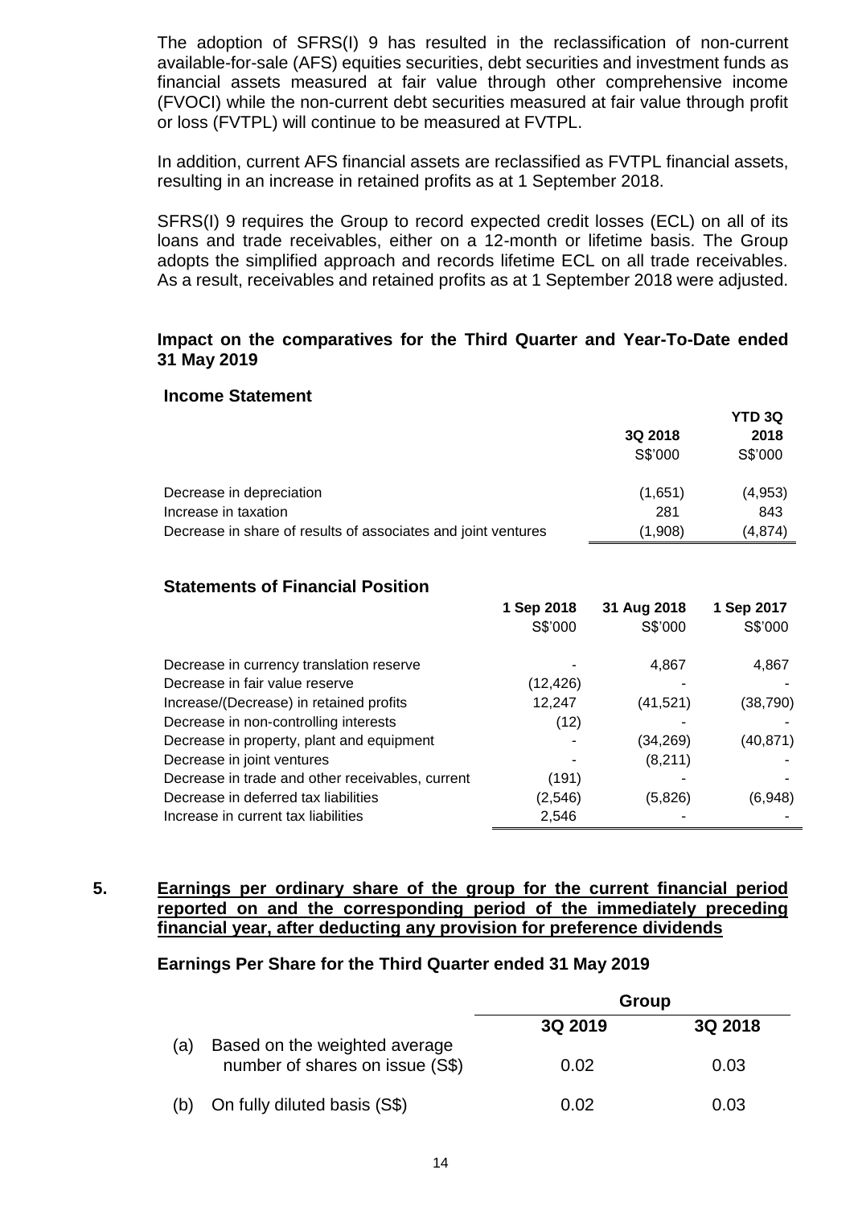The adoption of SFRS(I) 9 has resulted in the reclassification of non-current available-for-sale (AFS) equities securities, debt securities and investment funds as financial assets measured at fair value through other comprehensive income (FVOCI) while the non-current debt securities measured at fair value through profit or loss (FVTPL) will continue to be measured at FVTPL.

In addition, current AFS financial assets are reclassified as FVTPL financial assets, resulting in an increase in retained profits as at 1 September 2018.

SFRS(I) 9 requires the Group to record expected credit losses (ECL) on all of its loans and trade receivables, either on a 12-month or lifetime basis. The Group adopts the simplified approach and records lifetime ECL on all trade receivables. As a result, receivables and retained profits as at 1 September 2018 were adjusted.

**Impact on the comparatives for the Third Quarter and Year-To-Date ended 31 May 2019**

**Income Statement**

| | 3Q 2018 | YTD 3Q 2018 |
|---|---|---|
| | S$'000 | S$'000 |
| Decrease in depreciation | (1,651) | (4,953) |
| Increase in taxation | 281 | 843 |
| Decrease in share of results of associates and joint ventures | (1,908) | (4,874) |

**Statements of Financial Position**

| | 1 Sep 2018 | 31 Aug 2018 | 1 Sep 2017 |
|---|---|---|---|
| | S$'000 | S$'000 | S$'000 |
| Decrease in currency translation reserve | - | 4,867 | 4,867 |
| Decrease in fair value reserve | (12,426) | - | - |
| Increase/(Decrease) in retained profits | 12,247 | (41,521) | (38,790) |
| Decrease in non-controlling interests | (12) | - | - |
| Decrease in property, plant and equipment | - | (34,269) | (40,871) |
| Decrease in joint ventures | - | (8,211) | - |
| Decrease in trade and other receivables, current | (191) | - | - |
| Decrease in deferred tax liabilities | (2,546) | (5,826) | (6,948) |
| Increase in current tax liabilities | 2,546 | - | - |

## 5. Earnings per ordinary share of the group for the current financial period reported on and the corresponding period of the immediately preceding financial year, after deducting any provision for preference dividends

**Earnings Per Share for the Third Quarter ended 31 May 2019**

| | Group | |
|---|---|---|
| | 3Q 2019 | 3Q 2018 |
| (a) Based on the weighted average number of shares on issue (S$) | 0.02 | 0.03 |
| (b) On fully diluted basis (S$) | 0.02 | 0.03 |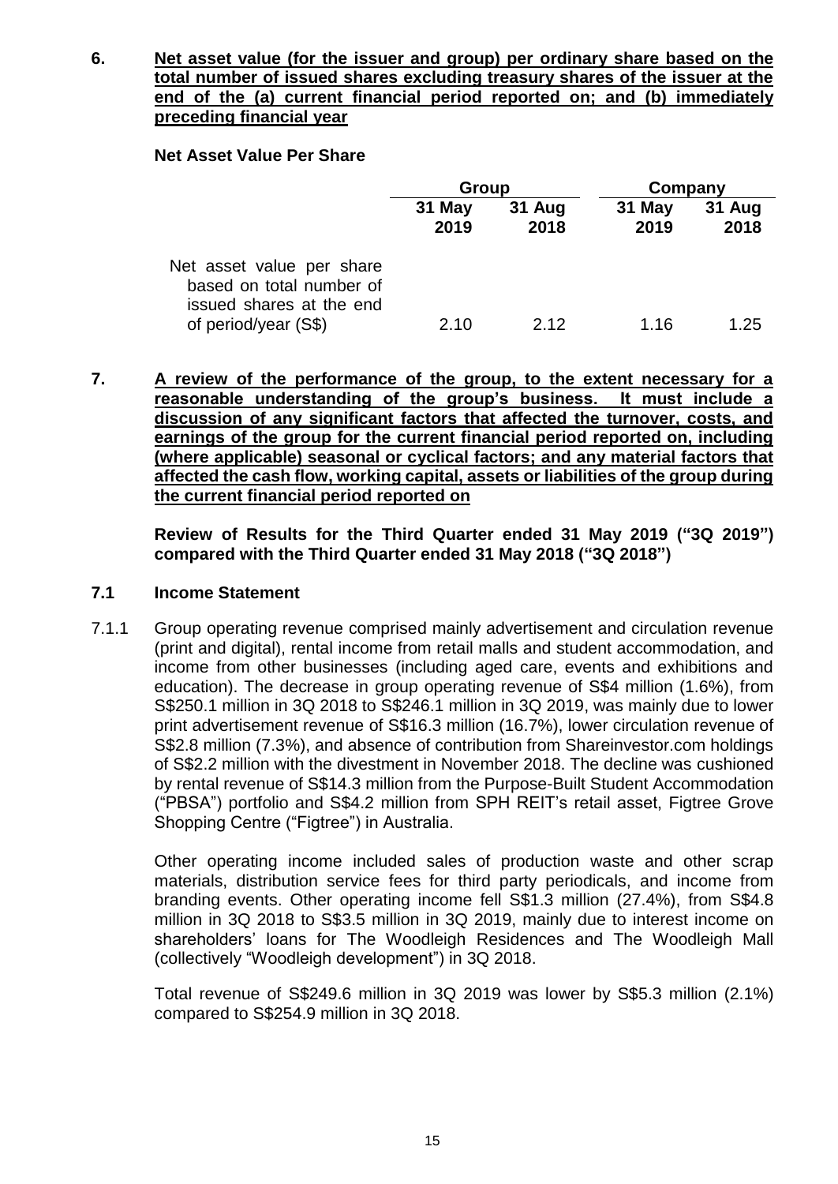## 6. Net asset value (for the issuer and group) per ordinary share based on the total number of issued shares excluding treasury shares of the issuer at the end of the (a) current financial period reported on; and (b) immediately preceding financial year

**Net Asset Value Per Share**

| | Group | | Company | |
|---|---|---|---|---|
| | 31 May 2019 | 31 Aug 2018 | 31 May 2019 | 31 Aug 2018 |
| Net asset value per share based on total number of issued shares at the end of period/year (S$) | 2.10 | 2.12 | 1.16 | 1.25 |

## 7. A review of the performance of the group, to the extent necessary for a reasonable understanding of the group's business. It must include a discussion of any significant factors that affected the turnover, costs, and earnings of the group for the current financial period reported on, including (where applicable) seasonal or cyclical factors; and any material factors that affected the cash flow, working capital, assets or liabilities of the group during the current financial period reported on

**Review of Results for the Third Quarter ended 31 May 2019 ("3Q 2019") compared with the Third Quarter ended 31 May 2018 ("3Q 2018")**

### 7.1 Income Statement

7.1.1 Group operating revenue comprised mainly advertisement and circulation revenue (print and digital), rental income from retail malls and student accommodation, and income from other businesses (including aged care, events and exhibitions and education). The decrease in group operating revenue of S$4 million (1.6%), from S$250.1 million in 3Q 2018 to S$246.1 million in 3Q 2019, was mainly due to lower print advertisement revenue of S$16.3 million (16.7%), lower circulation revenue of S$2.8 million (7.3%), and absence of contribution from Shareinvestor.com holdings of S$2.2 million with the divestment in November 2018. The decline was cushioned by rental revenue of S$14.3 million from the Purpose-Built Student Accommodation ("PBSA") portfolio and S$4.2 million from SPH REIT's retail asset, Figtree Grove Shopping Centre ("Figtree") in Australia.

Other operating income included sales of production waste and other scrap materials, distribution service fees for third party periodicals, and income from branding events. Other operating income fell S$1.3 million (27.4%), from S$4.8 million in 3Q 2018 to S$3.5 million in 3Q 2019, mainly due to interest income on shareholders' loans for The Woodleigh Residences and The Woodleigh Mall (collectively "Woodleigh development") in 3Q 2018.

Total revenue of S$249.6 million in 3Q 2019 was lower by S$5.3 million (2.1%) compared to S$254.9 million in 3Q 2018.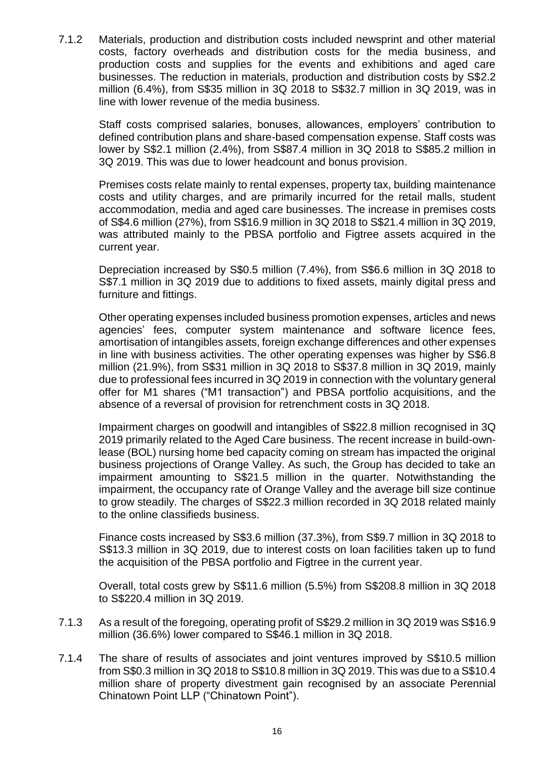7.1.2 Materials, production and distribution costs included newsprint and other material costs, factory overheads and distribution costs for the media business, and production costs and supplies for the events and exhibitions and aged care businesses. The reduction in materials, production and distribution costs by S$2.2 million (6.4%), from S$35 million in 3Q 2018 to S$32.7 million in 3Q 2019, was in line with lower revenue of the media business.

Staff costs comprised salaries, bonuses, allowances, employers' contribution to defined contribution plans and share-based compensation expense. Staff costs was lower by S$2.1 million (2.4%), from S$87.4 million in 3Q 2018 to S$85.2 million in 3Q 2019. This was due to lower headcount and bonus provision.

Premises costs relate mainly to rental expenses, property tax, building maintenance costs and utility charges, and are primarily incurred for the retail malls, student accommodation, media and aged care businesses. The increase in premises costs of S$4.6 million (27%), from S$16.9 million in 3Q 2018 to S$21.4 million in 3Q 2019, was attributed mainly to the PBSA portfolio and Figtree assets acquired in the current year.

Depreciation increased by S$0.5 million (7.4%), from S$6.6 million in 3Q 2018 to S$7.1 million in 3Q 2019 due to additions to fixed assets, mainly digital press and furniture and fittings.

Other operating expenses included business promotion expenses, articles and news agencies' fees, computer system maintenance and software licence fees, amortisation of intangibles assets, foreign exchange differences and other expenses in line with business activities. The other operating expenses was higher by S$6.8 million (21.9%), from S$31 million in 3Q 2018 to S$37.8 million in 3Q 2019, mainly due to professional fees incurred in 3Q 2019 in connection with the voluntary general offer for M1 shares ("M1 transaction") and PBSA portfolio acquisitions, and the absence of a reversal of provision for retrenchment costs in 3Q 2018.

Impairment charges on goodwill and intangibles of S$22.8 million recognised in 3Q 2019 primarily related to the Aged Care business. The recent increase in build-own-lease (BOL) nursing home bed capacity coming on stream has impacted the original business projections of Orange Valley. As such, the Group has decided to take an impairment amounting to S$21.5 million in the quarter. Notwithstanding the impairment, the occupancy rate of Orange Valley and the average bill size continue to grow steadily. The charges of S$22.3 million recorded in 3Q 2018 related mainly to the online classifieds business.

Finance costs increased by S$3.6 million (37.3%), from S$9.7 million in 3Q 2018 to S$13.3 million in 3Q 2019, due to interest costs on loan facilities taken up to fund the acquisition of the PBSA portfolio and Figtree in the current year.

Overall, total costs grew by S$11.6 million (5.5%) from S$208.8 million in 3Q 2018 to S$220.4 million in 3Q 2019.

7.1.3 As a result of the foregoing, operating profit of S$29.2 million in 3Q 2019 was S$16.9 million (36.6%) lower compared to S$46.1 million in 3Q 2018.

7.1.4 The share of results of associates and joint ventures improved by S$10.5 million from S$0.3 million in 3Q 2018 to S$10.8 million in 3Q 2019. This was due to a S$10.4 million share of property divestment gain recognised by an associate Perennial Chinatown Point LLP ("Chinatown Point").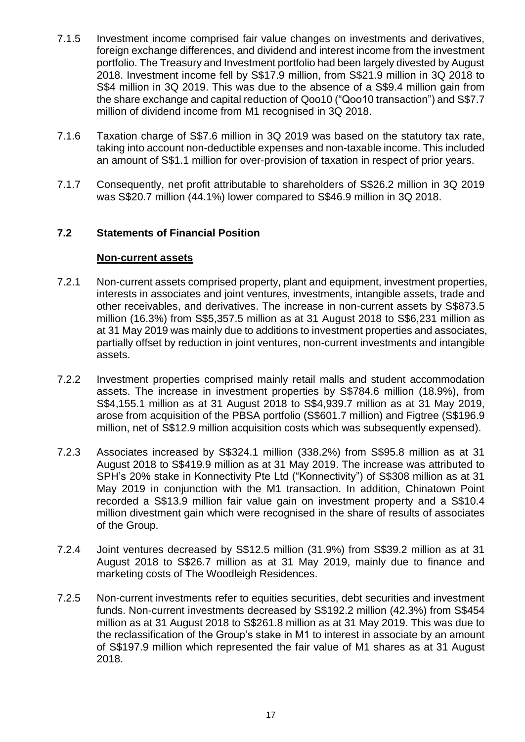7.1.5 Investment income comprised fair value changes on investments and derivatives, foreign exchange differences, and dividend and interest income from the investment portfolio. The Treasury and Investment portfolio had been largely divested by August 2018. Investment income fell by S$17.9 million, from S$21.9 million in 3Q 2018 to S$4 million in 3Q 2019. This was due to the absence of a S$9.4 million gain from the share exchange and capital reduction of Qoo10 ("Qoo10 transaction") and S$7.7 million of dividend income from M1 recognised in 3Q 2018.

7.1.6 Taxation charge of S$7.6 million in 3Q 2019 was based on the statutory tax rate, taking into account non-deductible expenses and non-taxable income. This included an amount of S$1.1 million for over-provision of taxation in respect of prior years.

7.1.7 Consequently, net profit attributable to shareholders of S$26.2 million in 3Q 2019 was S$20.7 million (44.1%) lower compared to S$46.9 million in 3Q 2018.

## 7.2 Statements of Financial Position

**Non-current assets**

7.2.1 Non-current assets comprised property, plant and equipment, investment properties, interests in associates and joint ventures, investments, intangible assets, trade and other receivables, and derivatives. The increase in non-current assets by S$873.5 million (16.3%) from S$5,357.5 million as at 31 August 2018 to S$6,231 million as at 31 May 2019 was mainly due to additions to investment properties and associates, partially offset by reduction in joint ventures, non-current investments and intangible assets.

7.2.2 Investment properties comprised mainly retail malls and student accommodation assets. The increase in investment properties by S$784.6 million (18.9%), from S$4,155.1 million as at 31 August 2018 to S$4,939.7 million as at 31 May 2019, arose from acquisition of the PBSA portfolio (S$601.7 million) and Figtree (S$196.9 million, net of S$12.9 million acquisition costs which was subsequently expensed).

7.2.3 Associates increased by S$324.1 million (338.2%) from S$95.8 million as at 31 August 2018 to S$419.9 million as at 31 May 2019. The increase was attributed to SPH's 20% stake in Konnectivity Pte Ltd ("Konnectivity") of S$308 million as at 31 May 2019 in conjunction with the M1 transaction. In addition, Chinatown Point recorded a S$13.9 million fair value gain on investment property and a S$10.4 million divestment gain which were recognised in the share of results of associates of the Group.

7.2.4 Joint ventures decreased by S$12.5 million (31.9%) from S$39.2 million as at 31 August 2018 to S$26.7 million as at 31 May 2019, mainly due to finance and marketing costs of The Woodleigh Residences.

7.2.5 Non-current investments refer to equities securities, debt securities and investment funds. Non-current investments decreased by S$192.2 million (42.3%) from S$454 million as at 31 August 2018 to S$261.8 million as at 31 May 2019. This was due to the reclassification of the Group's stake in M1 to interest in associate by an amount of S$197.9 million which represented the fair value of M1 shares as at 31 August 2018.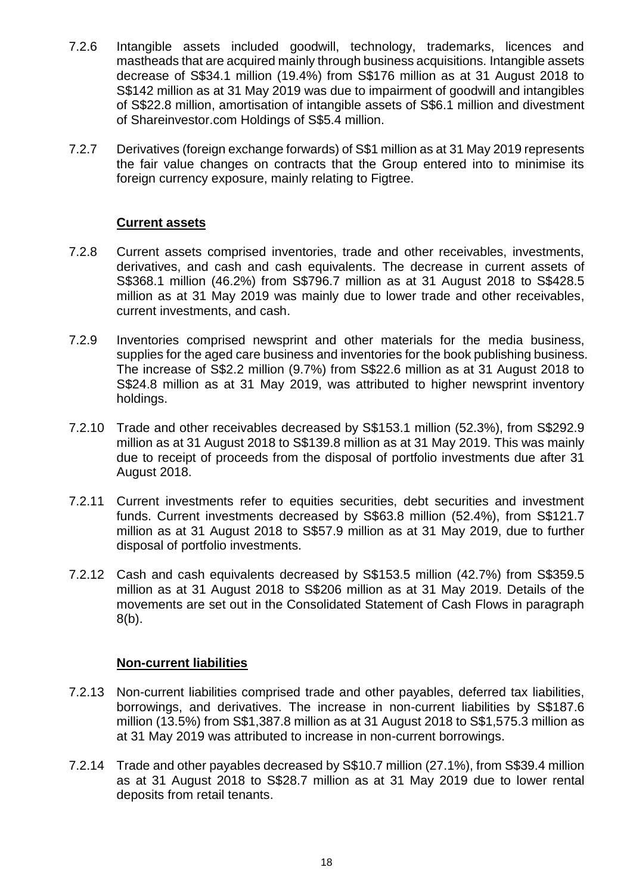7.2.6 Intangible assets included goodwill, technology, trademarks, licences and mastheads that are acquired mainly through business acquisitions. Intangible assets decrease of S$34.1 million (19.4%) from S$176 million as at 31 August 2018 to S$142 million as at 31 May 2019 was due to impairment of goodwill and intangibles of S$22.8 million, amortisation of intangible assets of S$6.1 million and divestment of Shareinvestor.com Holdings of S$5.4 million.

7.2.7 Derivatives (foreign exchange forwards) of S$1 million as at 31 May 2019 represents the fair value changes on contracts that the Group entered into to minimise its foreign currency exposure, mainly relating to Figtree.

**Current assets**

7.2.8 Current assets comprised inventories, trade and other receivables, investments, derivatives, and cash and cash equivalents. The decrease in current assets of S$368.1 million (46.2%) from S$796.7 million as at 31 August 2018 to S$428.5 million as at 31 May 2019 was mainly due to lower trade and other receivables, current investments, and cash.

7.2.9 Inventories comprised newsprint and other materials for the media business, supplies for the aged care business and inventories for the book publishing business. The increase of S$2.2 million (9.7%) from S$22.6 million as at 31 August 2018 to S$24.8 million as at 31 May 2019, was attributed to higher newsprint inventory holdings.

7.2.10 Trade and other receivables decreased by S$153.1 million (52.3%), from S$292.9 million as at 31 August 2018 to S$139.8 million as at 31 May 2019. This was mainly due to receipt of proceeds from the disposal of portfolio investments due after 31 August 2018.

7.2.11 Current investments refer to equities securities, debt securities and investment funds. Current investments decreased by S$63.8 million (52.4%), from S$121.7 million as at 31 August 2018 to S$57.9 million as at 31 May 2019, due to further disposal of portfolio investments.

7.2.12 Cash and cash equivalents decreased by S$153.5 million (42.7%) from S$359.5 million as at 31 August 2018 to S$206 million as at 31 May 2019. Details of the movements are set out in the Consolidated Statement of Cash Flows in paragraph 8(b).

**Non-current liabilities**

7.2.13 Non-current liabilities comprised trade and other payables, deferred tax liabilities, borrowings, and derivatives. The increase in non-current liabilities by S$187.6 million (13.5%) from S$1,387.8 million as at 31 August 2018 to S$1,575.3 million as at 31 May 2019 was attributed to increase in non-current borrowings.

7.2.14 Trade and other payables decreased by S$10.7 million (27.1%), from S$39.4 million as at 31 August 2018 to S$28.7 million as at 31 May 2019 due to lower rental deposits from retail tenants.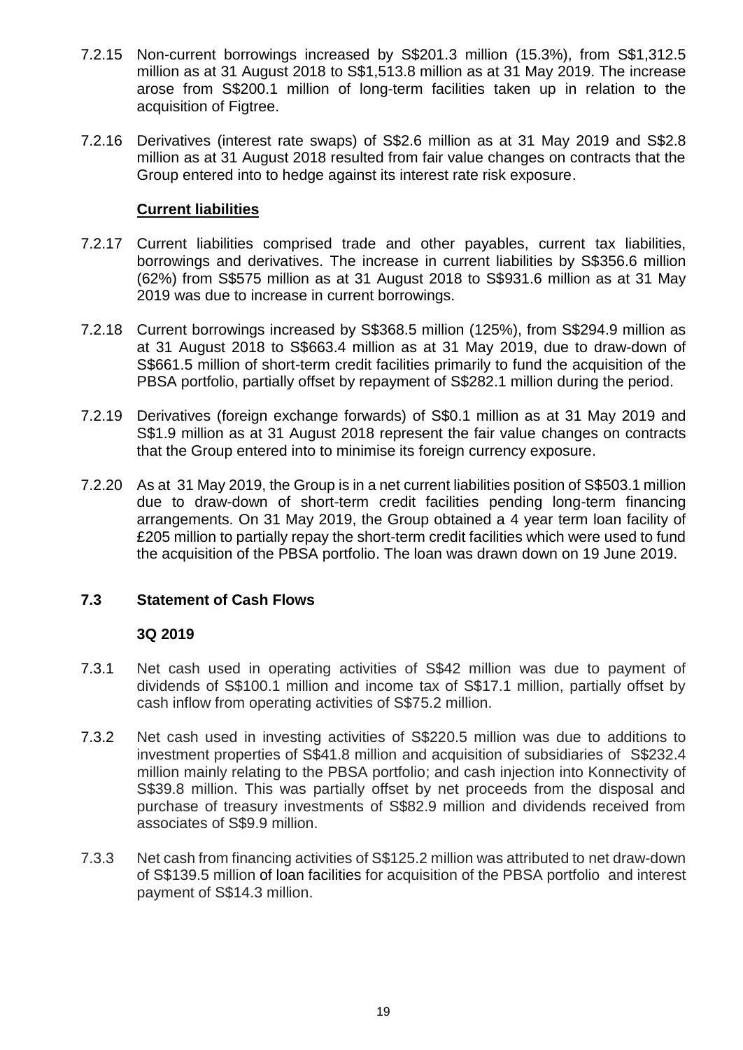7.2.15 Non-current borrowings increased by S$201.3 million (15.3%), from S$1,312.5 million as at 31 August 2018 to S$1,513.8 million as at 31 May 2019. The increase arose from S$200.1 million of long-term facilities taken up in relation to the acquisition of Figtree.

7.2.16 Derivatives (interest rate swaps) of S$2.6 million as at 31 May 2019 and S$2.8 million as at 31 August 2018 resulted from fair value changes on contracts that the Group entered into to hedge against its interest rate risk exposure.

**Current liabilities**

7.2.17 Current liabilities comprised trade and other payables, current tax liabilities, borrowings and derivatives. The increase in current liabilities by S$356.6 million (62%) from S$575 million as at 31 August 2018 to S$931.6 million as at 31 May 2019 was due to increase in current borrowings.

7.2.18 Current borrowings increased by S$368.5 million (125%), from S$294.9 million as at 31 August 2018 to S$663.4 million as at 31 May 2019, due to draw-down of S$661.5 million of short-term credit facilities primarily to fund the acquisition of the PBSA portfolio, partially offset by repayment of S$282.1 million during the period.

7.2.19 Derivatives (foreign exchange forwards) of S$0.1 million as at 31 May 2019 and S$1.9 million as at 31 August 2018 represent the fair value changes on contracts that the Group entered into to minimise its foreign currency exposure.

7.2.20 As at 31 May 2019, the Group is in a net current liabilities position of S$503.1 million due to draw-down of short-term credit facilities pending long-term financing arrangements. On 31 May 2019, the Group obtained a 4 year term loan facility of £205 million to partially repay the short-term credit facilities which were used to fund the acquisition of the PBSA portfolio. The loan was drawn down on 19 June 2019.

## 7.3 Statement of Cash Flows

**3Q 2019**

7.3.1 Net cash used in operating activities of S$42 million was due to payment of dividends of S$100.1 million and income tax of S$17.1 million, partially offset by cash inflow from operating activities of S$75.2 million.

7.3.2 Net cash used in investing activities of S$220.5 million was due to additions to investment properties of S$41.8 million and acquisition of subsidiaries of S$232.4 million mainly relating to the PBSA portfolio; and cash injection into Konnectivity of S$39.8 million. This was partially offset by net proceeds from the disposal and purchase of treasury investments of S$82.9 million and dividends received from associates of S$9.9 million.

7.3.3 Net cash from financing activities of S$125.2 million was attributed to net draw-down of S$139.5 million of loan facilities for acquisition of the PBSA portfolio and interest payment of S$14.3 million.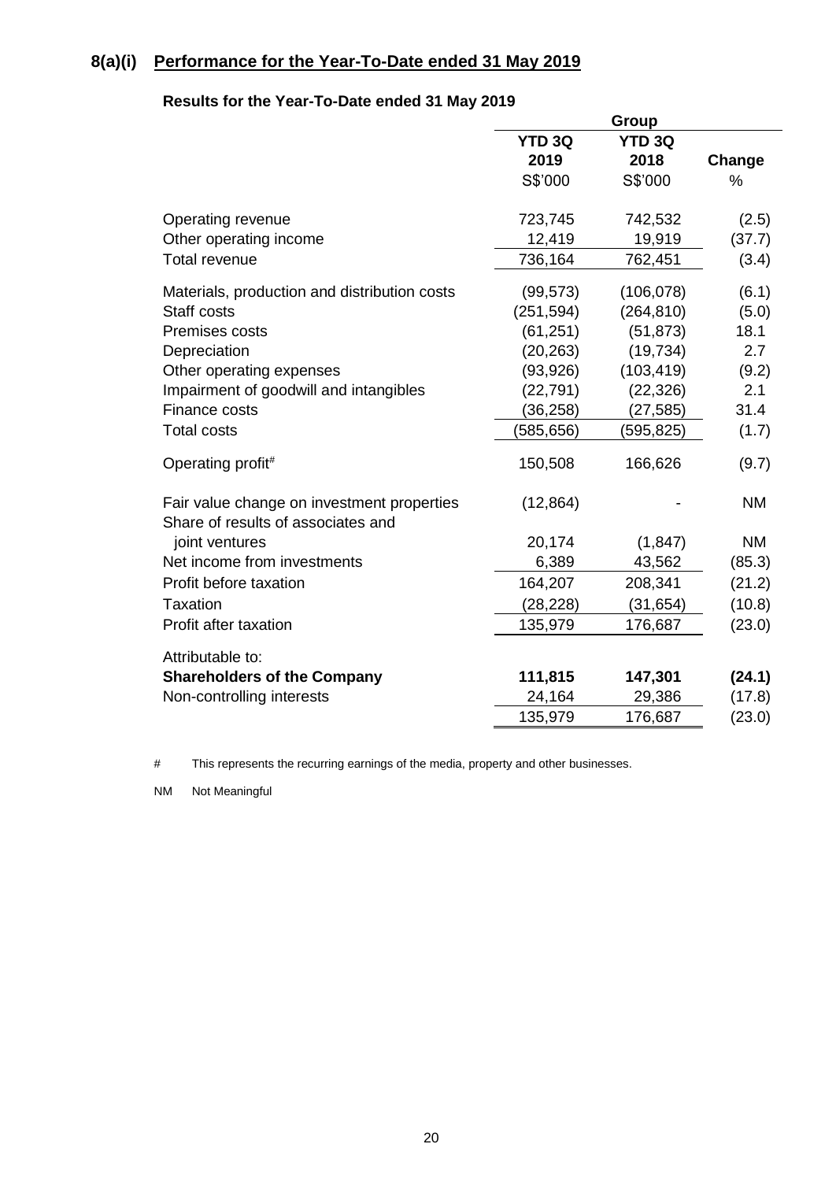## 8(a)(i) Performance for the Year-To-Date ended 31 May 2019

**Results for the Year-To-Date ended 31 May 2019**

| | Group | | |
|---|---|---|---|
| | **YTD 3Q 2019** | **YTD 3Q 2018** | **Change** |
| | S$'000 | S$'000 | % |
| Operating revenue | 723,745 | 742,532 | (2.5) |
| Other operating income | 12,419 | 19,919 | (37.7) |
| Total revenue | 736,164 | 762,451 | (3.4) |
| Materials, production and distribution costs | (99,573) | (106,078) | (6.1) |
| Staff costs | (251,594) | (264,810) | (5.0) |
| Premises costs | (61,251) | (51,873) | 18.1 |
| Depreciation | (20,263) | (19,734) | 2.7 |
| Other operating expenses | (93,926) | (103,419) | (9.2) |
| Impairment of goodwill and intangibles | (22,791) | (22,326) | 2.1 |
| Finance costs | (36,258) | (27,585) | 31.4 |
| Total costs | (585,656) | (595,825) | (1.7) |
| Operating profit# | 150,508 | 166,626 | (9.7) |
| Fair value change on investment properties | (12,864) | - | NM |
| Share of results of associates and joint ventures | 20,174 | (1,847) | NM |
| Net income from investments | 6,389 | 43,562 | (85.3) |
| Profit before taxation | 164,207 | 208,341 | (21.2) |
| Taxation | (28,228) | (31,654) | (10.8) |
| Profit after taxation | 135,979 | 176,687 | (23.0) |
| Attributable to: | | | |
| **Shareholders of the Company** | **111,815** | **147,301** | **(24.1)** |
| Non-controlling interests | 24,164 | 29,386 | (17.8) |
| | 135,979 | 176,687 | (23.0) |

\# This represents the recurring earnings of the media, property and other businesses.

NM Not Meaningful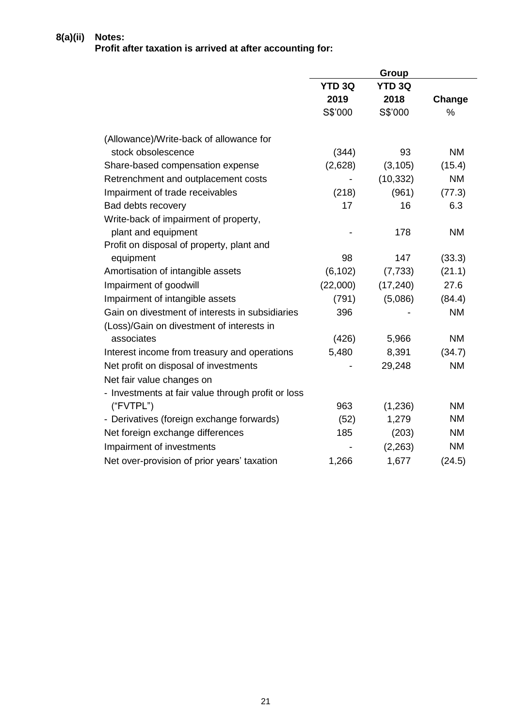**8(a)(ii) Notes:**

**Profit after taxation is arrived at after accounting for:**

| | Group | | |
|---|---|---|---|
| | **YTD 3Q 2019** | **YTD 3Q 2018** | **Change** |
| | S$'000 | S$'000 | % |
| (Allowance)/Write-back of allowance for stock obsolescence | (344) | 93 | NM |
| Share-based compensation expense | (2,628) | (3,105) | (15.4) |
| Retrenchment and outplacement costs | - | (10,332) | NM |
| Impairment of trade receivables | (218) | (961) | (77.3) |
| Bad debts recovery | 17 | 16 | 6.3 |
| Write-back of impairment of property, plant and equipment | - | 178 | NM |
| Profit on disposal of property, plant and equipment | 98 | 147 | (33.3) |
| Amortisation of intangible assets | (6,102) | (7,733) | (21.1) |
| Impairment of goodwill | (22,000) | (17,240) | 27.6 |
| Impairment of intangible assets | (791) | (5,086) | (84.4) |
| Gain on divestment of interests in subsidiaries | 396 | - | NM |
| (Loss)/Gain on divestment of interests in associates | (426) | 5,966 | NM |
| Interest income from treasury and operations | 5,480 | 8,391 | (34.7) |
| Net profit on disposal of investments | - | 29,248 | NM |
| Net fair value changes on | | | |
| - Investments at fair value through profit or loss ("FVTPL") | 963 | (1,236) | NM |
| - Derivatives (foreign exchange forwards) | (52) | 1,279 | NM |
| Net foreign exchange differences | 185 | (203) | NM |
| Impairment of investments | - | (2,263) | NM |
| Net over-provision of prior years' taxation | 1,266 | 1,677 | (24.5) |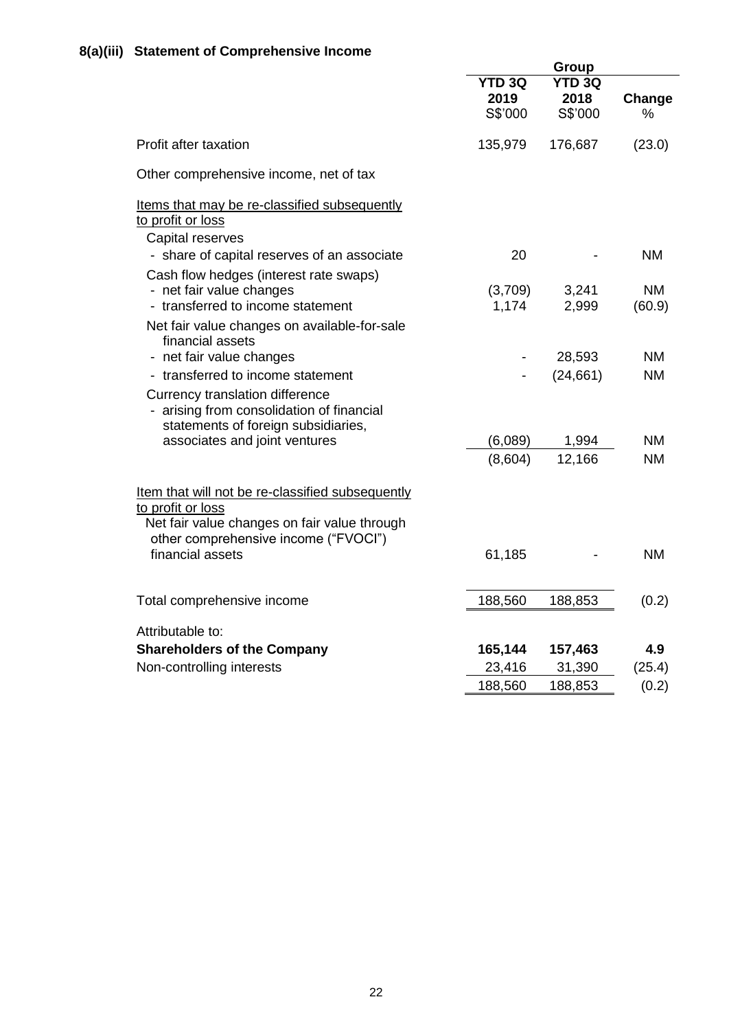### 8(a)(iii) Statement of Comprehensive Income

| | Group | | |
|---|---|---|---|
| | YTD 3Q 2019 S$'000 | YTD 3Q 2018 S$'000 | Change % |
| Profit after taxation | 135,979 | 176,687 | (23.0) |
| Other comprehensive income, net of tax | | | |
| Items that may be re-classified subsequently to profit or loss | | | |
| Capital reserves | | | |
| - share of capital reserves of an associate | 20 | - | NM |
| Cash flow hedges (interest rate swaps) | | | |
| - net fair value changes | (3,709) | 3,241 | NM |
| - transferred to income statement | 1,174 | 2,999 | (60.9) |
| Net fair value changes on available-for-sale financial assets | | | |
| - net fair value changes | - | 28,593 | NM |
| - transferred to income statement | - | (24,661) | NM |
| Currency translation difference | | | |
| - arising from consolidation of financial statements of foreign subsidiaries, associates and joint ventures | (6,089) | 1,994 | NM |
| | (8,604) | 12,166 | NM |
| Item that will not be re-classified subsequently to profit or loss | | | |
| Net fair value changes on fair value through other comprehensive income ("FVOCI") financial assets | 61,185 | - | NM |
| Total comprehensive income | 188,560 | 188,853 | (0.2) |
| Attributable to: | | | |
| **Shareholders of the Company** | **165,144** | **157,463** | **4.9** |
| Non-controlling interests | 23,416 | 31,390 | (25.4) |
| | 188,560 | 188,853 | (0.2) |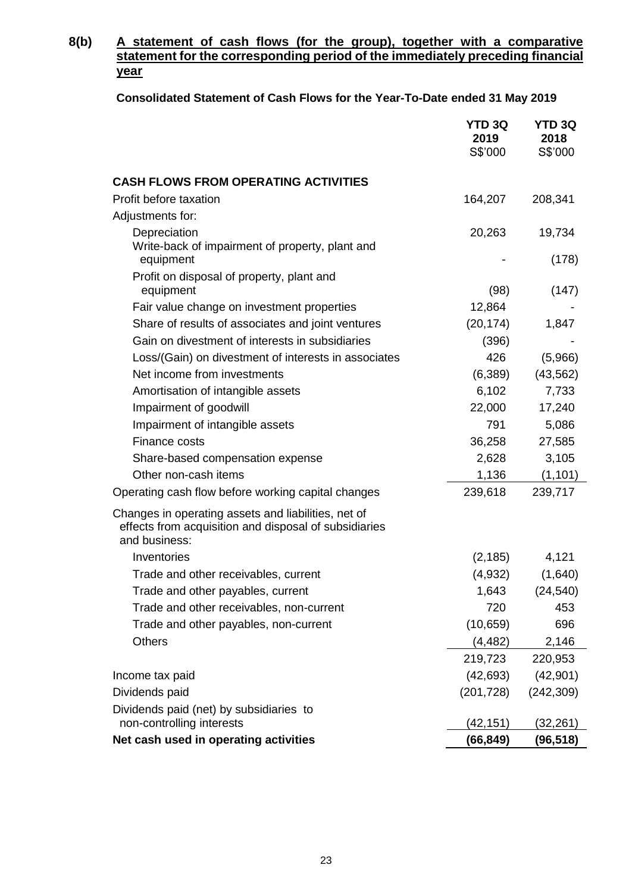**8(b) <u>A statement of cash flows (for the group), together with a comparative statement for the corresponding period of the immediately preceding financial year</u>**

**Consolidated Statement of Cash Flows for the Year-To-Date ended 31 May 2019**

| | **YTD 3Q 2019** S$'000 | **YTD 3Q 2018** S$'000 |
|---|---|---|
| **CASH FLOWS FROM OPERATING ACTIVITIES** | | |
| Profit before taxation | 164,207 | 208,341 |
| Adjustments for: | | |
| Depreciation | 20,263 | 19,734 |
| Write-back of impairment of property, plant and equipment | - | (178) |
| Profit on disposal of property, plant and equipment | (98) | (147) |
| Fair value change on investment properties | 12,864 | - |
| Share of results of associates and joint ventures | (20,174) | 1,847 |
| Gain on divestment of interests in subsidiaries | (396) | - |
| Loss/(Gain) on divestment of interests in associates | 426 | (5,966) |
| Net income from investments | (6,389) | (43,562) |
| Amortisation of intangible assets | 6,102 | 7,733 |
| Impairment of goodwill | 22,000 | 17,240 |
| Impairment of intangible assets | 791 | 5,086 |
| Finance costs | 36,258 | 27,585 |
| Share-based compensation expense | 2,628 | 3,105 |
| Other non-cash items | 1,136 | (1,101) |
| Operating cash flow before working capital changes | 239,618 | 239,717 |
| Changes in operating assets and liabilities, net of effects from acquisition and disposal of subsidiaries and business: | | |
| Inventories | (2,185) | 4,121 |
| Trade and other receivables, current | (4,932) | (1,640) |
| Trade and other payables, current | 1,643 | (24,540) |
| Trade and other receivables, non-current | 720 | 453 |
| Trade and other payables, non-current | (10,659) | 696 |
| Others | (4,482) | 2,146 |
| | 219,723 | 220,953 |
| Income tax paid | (42,693) | (42,901) |
| Dividends paid | (201,728) | (242,309) |
| Dividends paid (net) by subsidiaries to non-controlling interests | (42,151) | (32,261) |
| **Net cash used in operating activities** | **(66,849)** | **(96,518)** |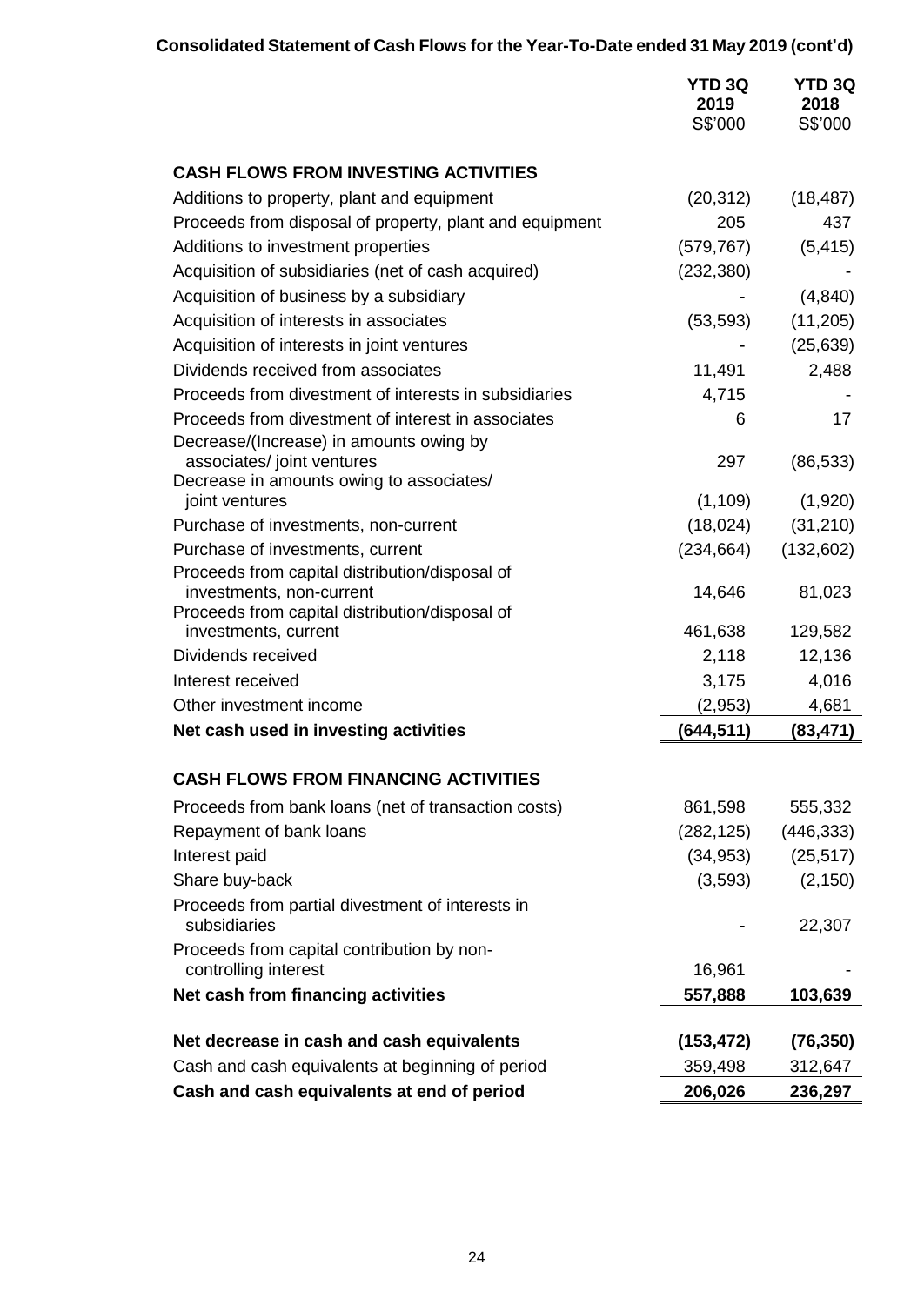**Consolidated Statement of Cash Flows for the Year-To-Date ended 31 May 2019 (cont'd)**

| | YTD 3Q 2019 S$'000 | YTD 3Q 2018 S$'000 |
|---|---|---|
| **CASH FLOWS FROM INVESTING ACTIVITIES** | | |
| Additions to property, plant and equipment | (20,312) | (18,487) |
| Proceeds from disposal of property, plant and equipment | 205 | 437 |
| Additions to investment properties | (579,767) | (5,415) |
| Acquisition of subsidiaries (net of cash acquired) | (232,380) | - |
| Acquisition of business by a subsidiary | - | (4,840) |
| Acquisition of interests in associates | (53,593) | (11,205) |
| Acquisition of interests in joint ventures | - | (25,639) |
| Dividends received from associates | 11,491 | 2,488 |
| Proceeds from divestment of interests in subsidiaries | 4,715 | - |
| Proceeds from divestment of interest in associates | 6 | 17 |
| Decrease/(Increase) in amounts owing by associates/ joint ventures | 297 | (86,533) |
| Decrease in amounts owing to associates/ joint ventures | (1,109) | (1,920) |
| Purchase of investments, non-current | (18,024) | (31,210) |
| Purchase of investments, current | (234,664) | (132,602) |
| Proceeds from capital distribution/disposal of investments, non-current | 14,646 | 81,023 |
| Proceeds from capital distribution/disposal of investments, current | 461,638 | 129,582 |
| Dividends received | 2,118 | 12,136 |
| Interest received | 3,175 | 4,016 |
| Other investment income | (2,953) | 4,681 |
| **Net cash used in investing activities** | **(644,511)** | **(83,471)** |
| **CASH FLOWS FROM FINANCING ACTIVITIES** | | |
| Proceeds from bank loans (net of transaction costs) | 861,598 | 555,332 |
| Repayment of bank loans | (282,125) | (446,333) |
| Interest paid | (34,953) | (25,517) |
| Share buy-back | (3,593) | (2,150) |
| Proceeds from partial divestment of interests in subsidiaries | - | 22,307 |
| Proceeds from capital contribution by non-controlling interest | 16,961 | - |
| **Net cash from financing activities** | **557,888** | **103,639** |
| **Net decrease in cash and cash equivalents** | **(153,472)** | **(76,350)** |
| Cash and cash equivalents at beginning of period | 359,498 | 312,647 |
| **Cash and cash equivalents at end of period** | **206,026** | **236,297** |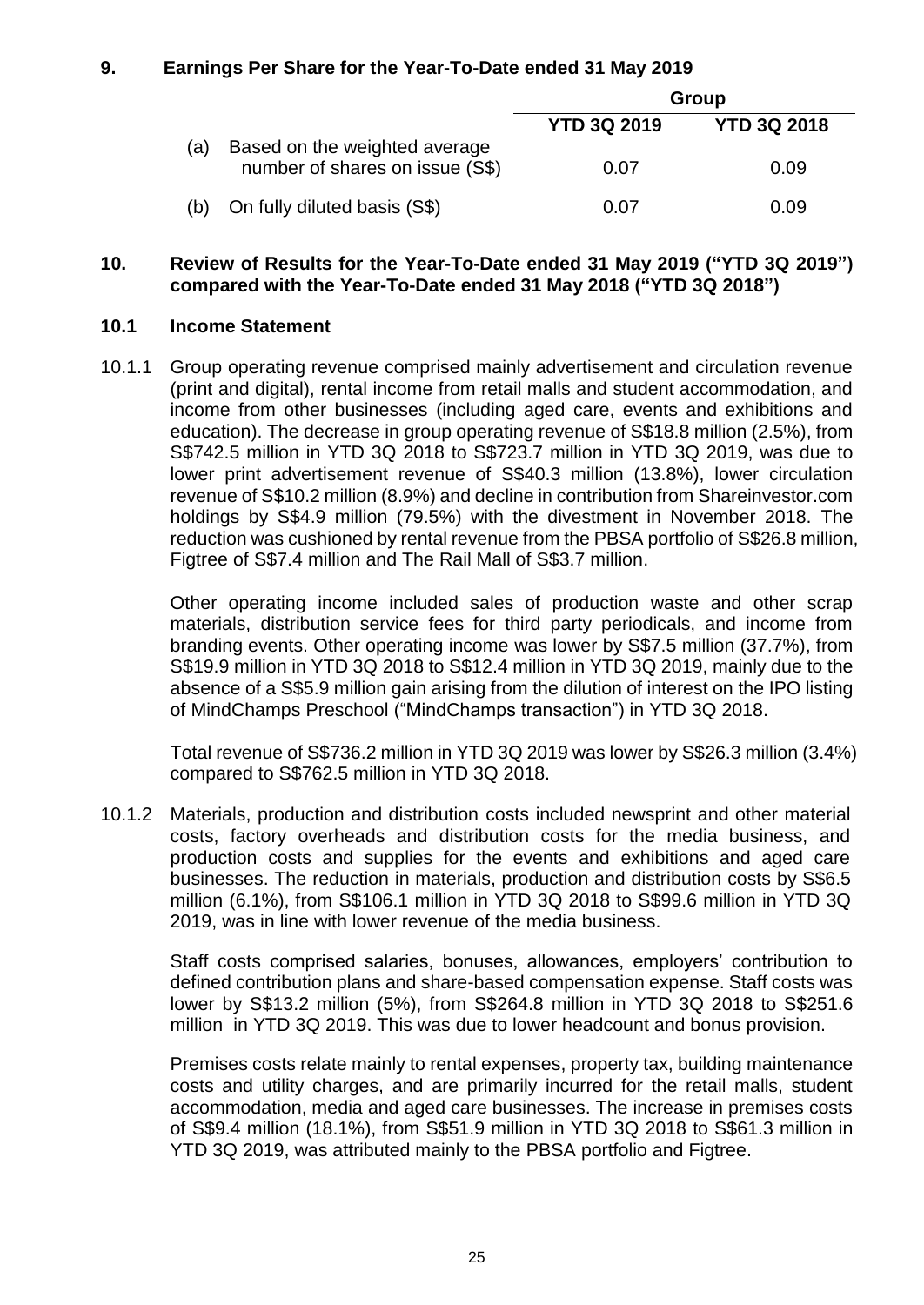## 9. Earnings Per Share for the Year-To-Date ended 31 May 2019

| | | Group | |
|---|---|---|---|
| | | YTD 3Q 2019 | YTD 3Q 2018 |
| (a) | Based on the weighted average number of shares on issue (S$) | 0.07 | 0.09 |
| (b) | On fully diluted basis (S$) | 0.07 | 0.09 |

## 10. Review of Results for the Year-To-Date ended 31 May 2019 ("YTD 3Q 2019") compared with the Year-To-Date ended 31 May 2018 ("YTD 3Q 2018")

### 10.1 Income Statement

10.1.1 Group operating revenue comprised mainly advertisement and circulation revenue (print and digital), rental income from retail malls and student accommodation, and income from other businesses (including aged care, events and exhibitions and education). The decrease in group operating revenue of S$18.8 million (2.5%), from S$742.5 million in YTD 3Q 2018 to S$723.7 million in YTD 3Q 2019, was due to lower print advertisement revenue of S$40.3 million (13.8%), lower circulation revenue of S$10.2 million (8.9%) and decline in contribution from Shareinvestor.com holdings by S$4.9 million (79.5%) with the divestment in November 2018. The reduction was cushioned by rental revenue from the PBSA portfolio of S$26.8 million, Figtree of S$7.4 million and The Rail Mall of S$3.7 million.

Other operating income included sales of production waste and other scrap materials, distribution service fees for third party periodicals, and income from branding events. Other operating income was lower by S$7.5 million (37.7%), from S$19.9 million in YTD 3Q 2018 to S$12.4 million in YTD 3Q 2019, mainly due to the absence of a S$5.9 million gain arising from the dilution of interest on the IPO listing of MindChamps Preschool ("MindChamps transaction") in YTD 3Q 2018.

Total revenue of S$736.2 million in YTD 3Q 2019 was lower by S$26.3 million (3.4%) compared to S$762.5 million in YTD 3Q 2018.

10.1.2 Materials, production and distribution costs included newsprint and other material costs, factory overheads and distribution costs for the media business, and production costs and supplies for the events and exhibitions and aged care businesses. The reduction in materials, production and distribution costs by S$6.5 million (6.1%), from S$106.1 million in YTD 3Q 2018 to S$99.6 million in YTD 3Q 2019, was in line with lower revenue of the media business.

Staff costs comprised salaries, bonuses, allowances, employers' contribution to defined contribution plans and share-based compensation expense. Staff costs was lower by S$13.2 million (5%), from S$264.8 million in YTD 3Q 2018 to S$251.6 million in YTD 3Q 2019. This was due to lower headcount and bonus provision.

Premises costs relate mainly to rental expenses, property tax, building maintenance costs and utility charges, and are primarily incurred for the retail malls, student accommodation, media and aged care businesses. The increase in premises costs of S$9.4 million (18.1%), from S$51.9 million in YTD 3Q 2018 to S$61.3 million in YTD 3Q 2019, was attributed mainly to the PBSA portfolio and Figtree.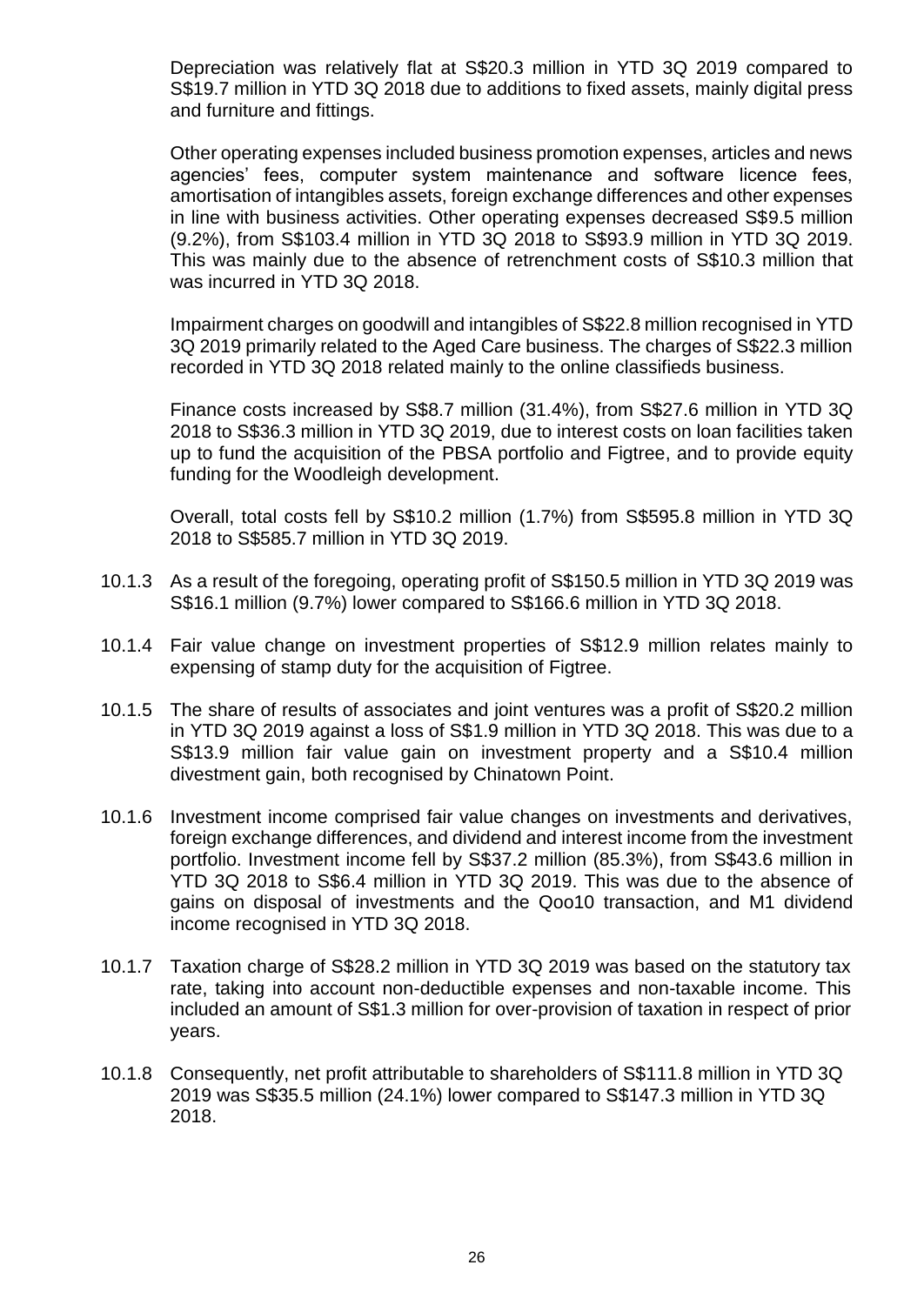Depreciation was relatively flat at S$20.3 million in YTD 3Q 2019 compared to S$19.7 million in YTD 3Q 2018 due to additions to fixed assets, mainly digital press and furniture and fittings.

Other operating expenses included business promotion expenses, articles and news agencies' fees, computer system maintenance and software licence fees, amortisation of intangibles assets, foreign exchange differences and other expenses in line with business activities. Other operating expenses decreased S$9.5 million (9.2%), from S$103.4 million in YTD 3Q 2018 to S$93.9 million in YTD 3Q 2019. This was mainly due to the absence of retrenchment costs of S$10.3 million that was incurred in YTD 3Q 2018.

Impairment charges on goodwill and intangibles of S$22.8 million recognised in YTD 3Q 2019 primarily related to the Aged Care business. The charges of S$22.3 million recorded in YTD 3Q 2018 related mainly to the online classifieds business.

Finance costs increased by S$8.7 million (31.4%), from S$27.6 million in YTD 3Q 2018 to S$36.3 million in YTD 3Q 2019, due to interest costs on loan facilities taken up to fund the acquisition of the PBSA portfolio and Figtree, and to provide equity funding for the Woodleigh development.

Overall, total costs fell by S$10.2 million (1.7%) from S$595.8 million in YTD 3Q 2018 to S$585.7 million in YTD 3Q 2019.

10.1.3 As a result of the foregoing, operating profit of S$150.5 million in YTD 3Q 2019 was S$16.1 million (9.7%) lower compared to S$166.6 million in YTD 3Q 2018.

10.1.4 Fair value change on investment properties of S$12.9 million relates mainly to expensing of stamp duty for the acquisition of Figtree.

10.1.5 The share of results of associates and joint ventures was a profit of S$20.2 million in YTD 3Q 2019 against a loss of S$1.9 million in YTD 3Q 2018. This was due to a S$13.9 million fair value gain on investment property and a S$10.4 million divestment gain, both recognised by Chinatown Point.

10.1.6 Investment income comprised fair value changes on investments and derivatives, foreign exchange differences, and dividend and interest income from the investment portfolio. Investment income fell by S$37.2 million (85.3%), from S$43.6 million in YTD 3Q 2018 to S$6.4 million in YTD 3Q 2019. This was due to the absence of gains on disposal of investments and the Qoo10 transaction, and M1 dividend income recognised in YTD 3Q 2018.

10.1.7 Taxation charge of S$28.2 million in YTD 3Q 2019 was based on the statutory tax rate, taking into account non-deductible expenses and non-taxable income. This included an amount of S$1.3 million for over-provision of taxation in respect of prior years.

10.1.8 Consequently, net profit attributable to shareholders of S$111.8 million in YTD 3Q 2019 was S$35.5 million (24.1%) lower compared to S$147.3 million in YTD 3Q 2018.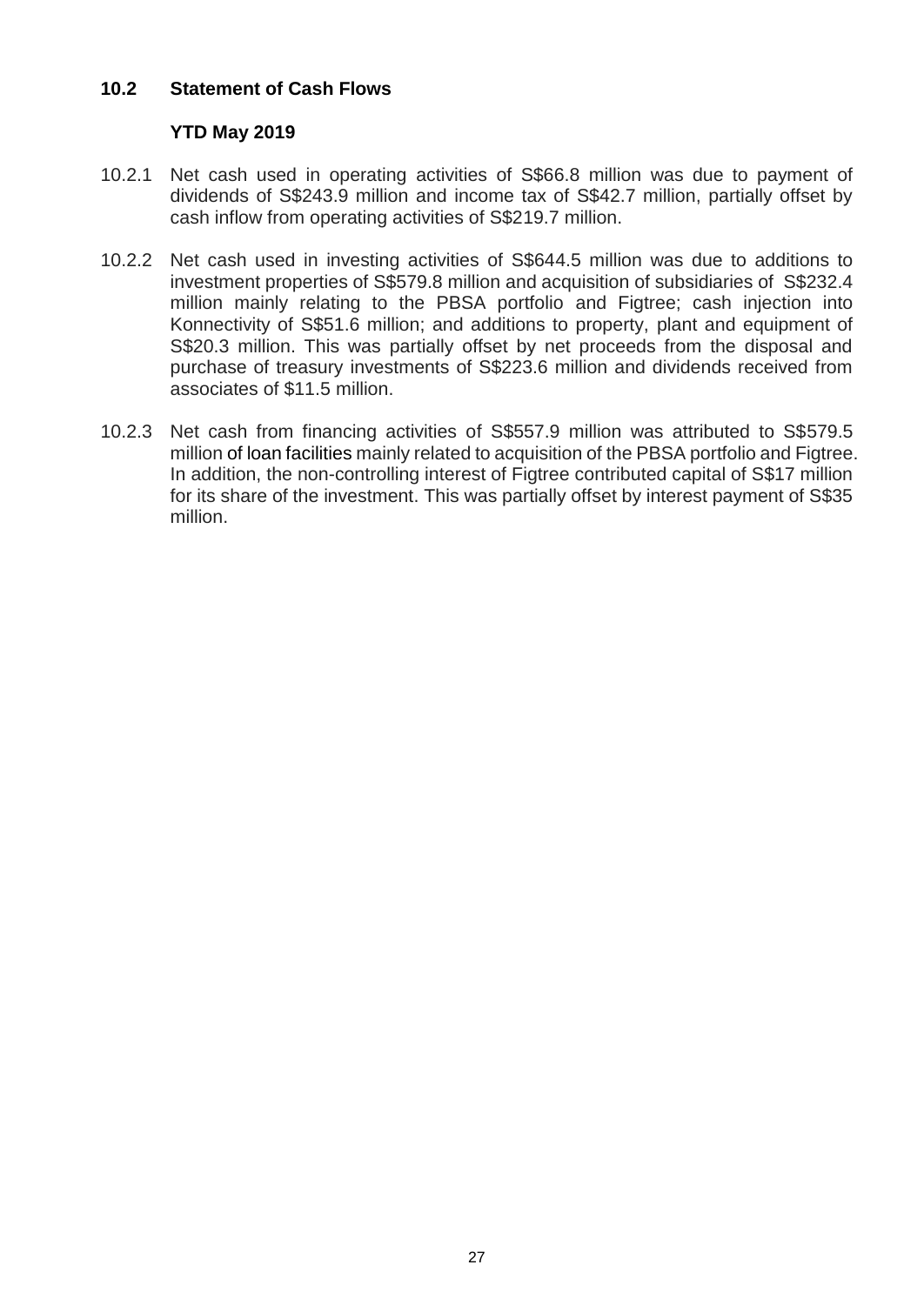## 10.2 Statement of Cash Flows

### YTD May 2019

10.2.1 Net cash used in operating activities of S$66.8 million was due to payment of dividends of S$243.9 million and income tax of S$42.7 million, partially offset by cash inflow from operating activities of S$219.7 million.

10.2.2 Net cash used in investing activities of S$644.5 million was due to additions to investment properties of S$579.8 million and acquisition of subsidiaries of S$232.4 million mainly relating to the PBSA portfolio and Figtree; cash injection into Konnectivity of S$51.6 million; and additions to property, plant and equipment of S$20.3 million. This was partially offset by net proceeds from the disposal and purchase of treasury investments of S$223.6 million and dividends received from associates of $11.5 million.

10.2.3 Net cash from financing activities of S$557.9 million was attributed to S$579.5 million of loan facilities mainly related to acquisition of the PBSA portfolio and Figtree. In addition, the non-controlling interest of Figtree contributed capital of S$17 million for its share of the investment. This was partially offset by interest payment of S$35 million.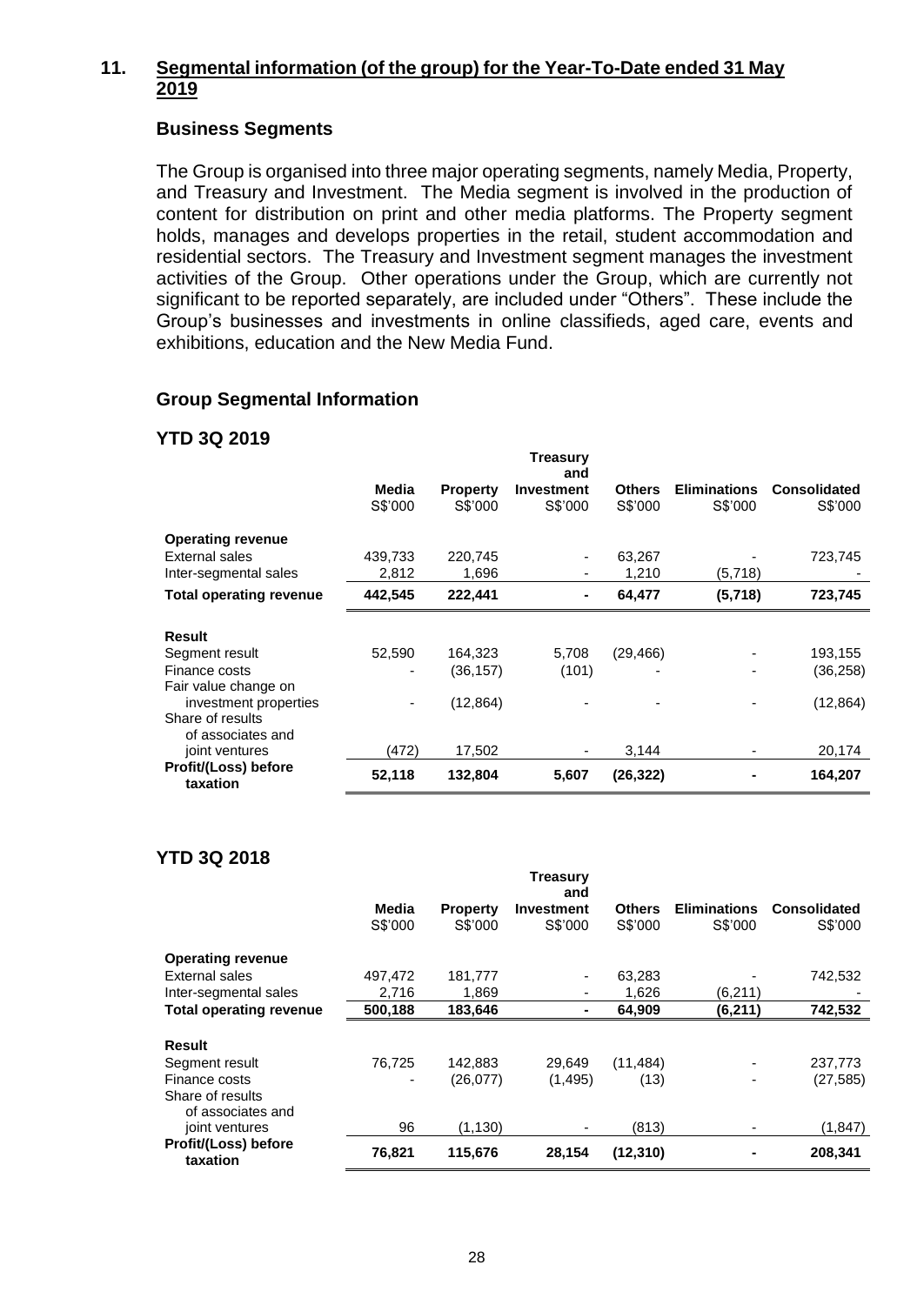## 11. Segmental information (of the group) for the Year-To-Date ended 31 May 2019

### Business Segments

The Group is organised into three major operating segments, namely Media, Property, and Treasury and Investment. The Media segment is involved in the production of content for distribution on print and other media platforms. The Property segment holds, manages and develops properties in the retail, student accommodation and residential sectors. The Treasury and Investment segment manages the investment activities of the Group. Other operations under the Group, which are currently not significant to be reported separately, are included under "Others". These include the Group's businesses and investments in online classifieds, aged care, events and exhibitions, education and the New Media Fund.

### Group Segmental Information

**YTD 3Q 2019**

| | Media S$'000 | Property S$'000 | Treasury and Investment S$'000 | Others S$'000 | Eliminations S$'000 | Consolidated S$'000 |
|---|---|---|---|---|---|---|
| **Operating revenue** | | | | | | |
| External sales | 439,733 | 220,745 | - | 63,267 | - | 723,745 |
| Inter-segmental sales | 2,812 | 1,696 | - | 1,210 | (5,718) | - |
| **Total operating revenue** | **442,545** | **222,441** | **-** | **64,477** | **(5,718)** | **723,745** |
| **Result** | | | | | | |
| Segment result | 52,590 | 164,323 | 5,708 | (29,466) | - | 193,155 |
| Finance costs | - | (36,157) | (101) | - | - | (36,258) |
| Fair value change on investment properties | - | (12,864) | - | - | - | (12,864) |
| Share of results of associates and joint ventures | (472) | 17,502 | - | 3,144 | - | 20,174 |
| **Profit/(Loss) before taxation** | **52,118** | **132,804** | **5,607** | **(26,322)** | **-** | **164,207** |

**YTD 3Q 2018**

| | Media S$'000 | Property S$'000 | Treasury and Investment S$'000 | Others S$'000 | Eliminations S$'000 | Consolidated S$'000 |
|---|---|---|---|---|---|---|
| **Operating revenue** | | | | | | |
| External sales | 497,472 | 181,777 | - | 63,283 | - | 742,532 |
| Inter-segmental sales | 2,716 | 1,869 | - | 1,626 | (6,211) | - |
| **Total operating revenue** | **500,188** | **183,646** | **-** | **64,909** | **(6,211)** | **742,532** |
| **Result** | | | | | | |
| Segment result | 76,725 | 142,883 | 29,649 | (11,484) | - | 237,773 |
| Finance costs | - | (26,077) | (1,495) | (13) | - | (27,585) |
| Share of results of associates and joint ventures | 96 | (1,130) | - | (813) | - | (1,847) |
| **Profit/(Loss) before taxation** | **76,821** | **115,676** | **28,154** | **(12,310)** | **-** | **208,341** |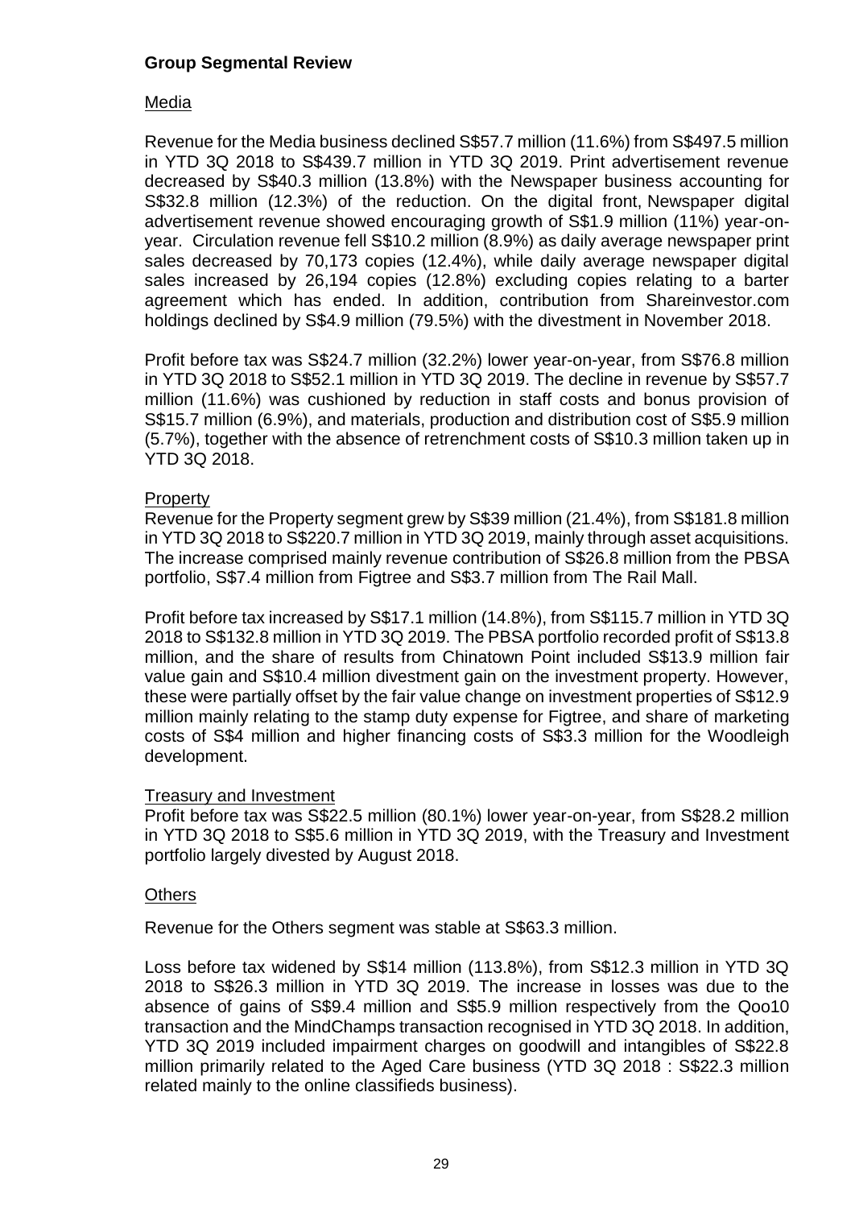## Group Segmental Review

### Media

Revenue for the Media business declined S$57.7 million (11.6%) from S$497.5 million in YTD 3Q 2018 to S$439.7 million in YTD 3Q 2019. Print advertisement revenue decreased by S$40.3 million (13.8%) with the Newspaper business accounting for S$32.8 million (12.3%) of the reduction. On the digital front, Newspaper digital advertisement revenue showed encouraging growth of S$1.9 million (11%) year-on-year. Circulation revenue fell S$10.2 million (8.9%) as daily average newspaper print sales decreased by 70,173 copies (12.4%), while daily average newspaper digital sales increased by 26,194 copies (12.8%) excluding copies relating to a barter agreement which has ended. In addition, contribution from Shareinvestor.com holdings declined by S$4.9 million (79.5%) with the divestment in November 2018.

Profit before tax was S$24.7 million (32.2%) lower year-on-year, from S$76.8 million in YTD 3Q 2018 to S$52.1 million in YTD 3Q 2019. The decline in revenue by S$57.7 million (11.6%) was cushioned by reduction in staff costs and bonus provision of S$15.7 million (6.9%), and materials, production and distribution cost of S$5.9 million (5.7%), together with the absence of retrenchment costs of S$10.3 million taken up in YTD 3Q 2018.

### Property

Revenue for the Property segment grew by S$39 million (21.4%), from S$181.8 million in YTD 3Q 2018 to S$220.7 million in YTD 3Q 2019, mainly through asset acquisitions. The increase comprised mainly revenue contribution of S$26.8 million from the PBSA portfolio, S$7.4 million from Figtree and S$3.7 million from The Rail Mall.

Profit before tax increased by S$17.1 million (14.8%), from S$115.7 million in YTD 3Q 2018 to S$132.8 million in YTD 3Q 2019. The PBSA portfolio recorded profit of S$13.8 million, and the share of results from Chinatown Point included S$13.9 million fair value gain and S$10.4 million divestment gain on the investment property. However, these were partially offset by the fair value change on investment properties of S$12.9 million mainly relating to the stamp duty expense for Figtree, and share of marketing costs of S$4 million and higher financing costs of S$3.3 million for the Woodleigh development.

### Treasury and Investment

Profit before tax was S$22.5 million (80.1%) lower year-on-year, from S$28.2 million in YTD 3Q 2018 to S$5.6 million in YTD 3Q 2019, with the Treasury and Investment portfolio largely divested by August 2018.

### Others

Revenue for the Others segment was stable at S$63.3 million.

Loss before tax widened by S$14 million (113.8%), from S$12.3 million in YTD 3Q 2018 to S$26.3 million in YTD 3Q 2019. The increase in losses was due to the absence of gains of S$9.4 million and S$5.9 million respectively from the Qoo10 transaction and the MindChamps transaction recognised in YTD 3Q 2018. In addition, YTD 3Q 2019 included impairment charges on goodwill and intangibles of S$22.8 million primarily related to the Aged Care business (YTD 3Q 2018 : S$22.3 million related mainly to the online classifieds business).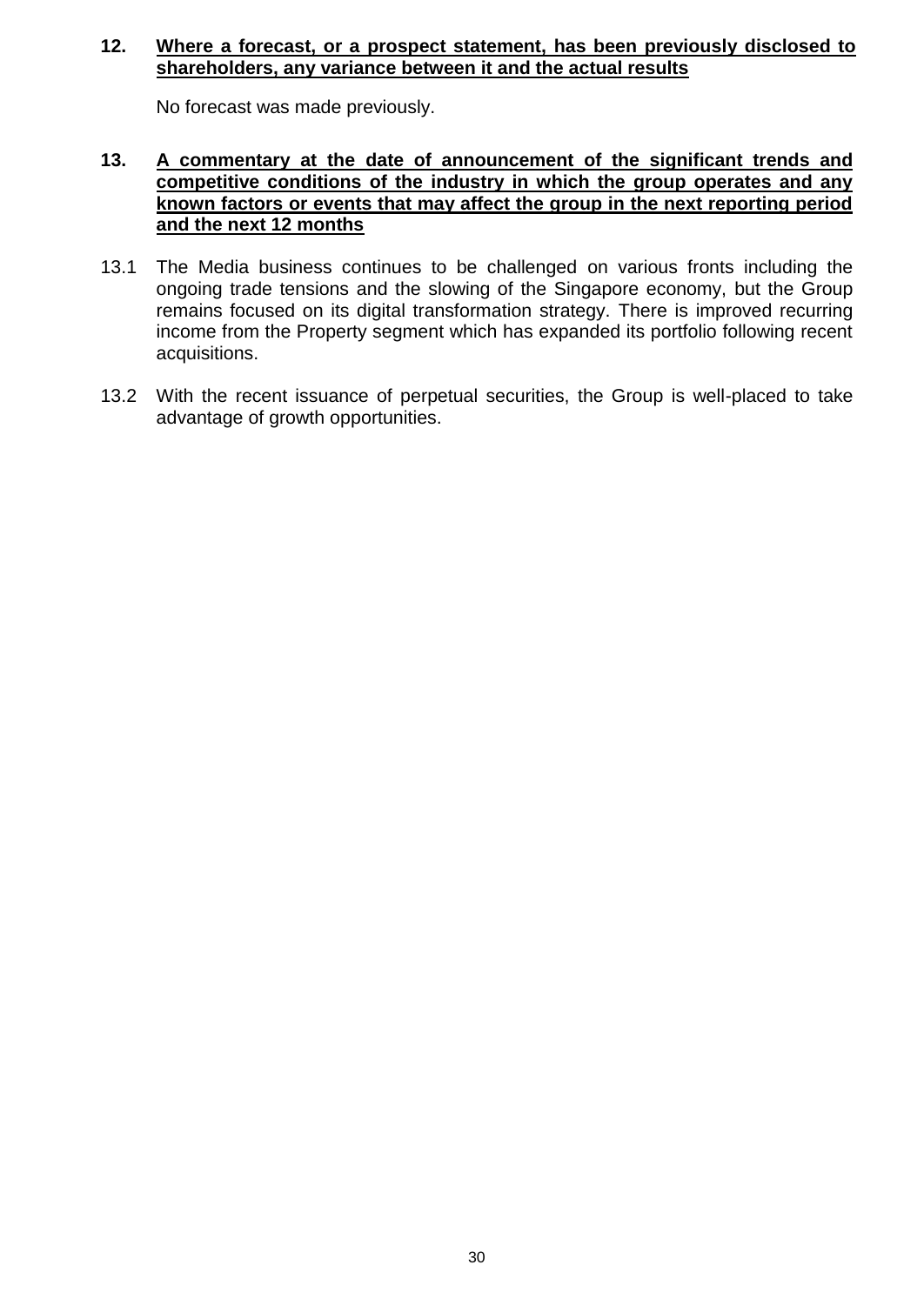**12. <u>Where a forecast, or a prospect statement, has been previously disclosed to shareholders, any variance between it and the actual results</u>**

No forecast was made previously.

**13. <u>A commentary at the date of announcement of the significant trends and competitive conditions of the industry in which the group operates and any known factors or events that may affect the group in the next reporting period and the next 12 months</u>**

13.1 The Media business continues to be challenged on various fronts including the ongoing trade tensions and the slowing of the Singapore economy, but the Group remains focused on its digital transformation strategy. There is improved recurring income from the Property segment which has expanded its portfolio following recent acquisitions.

13.2 With the recent issuance of perpetual securities, the Group is well-placed to take advantage of growth opportunities.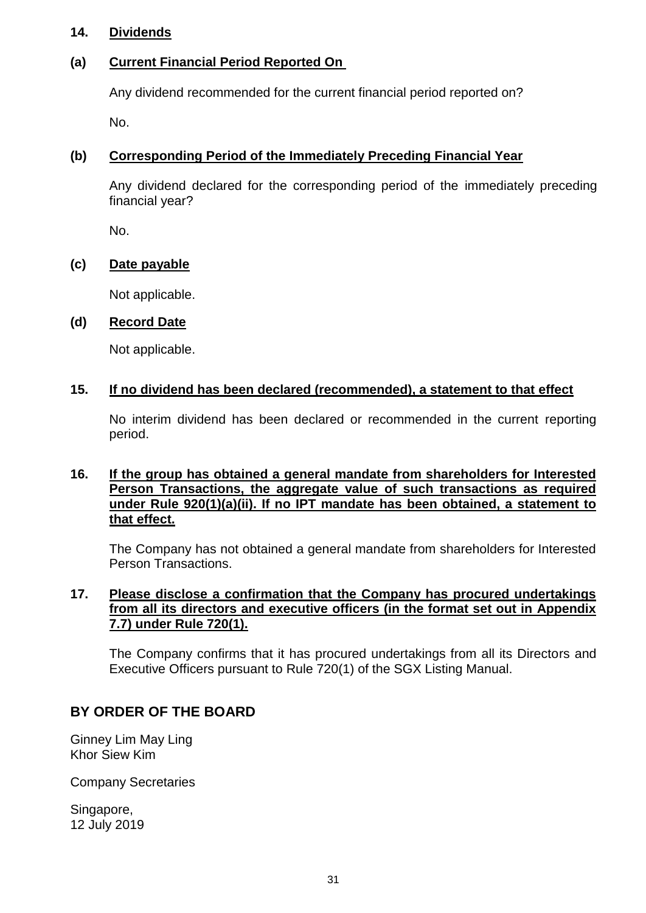## 14. Dividends

### (a) Current Financial Period Reported On

Any dividend recommended for the current financial period reported on?

No.

### (b) Corresponding Period of the Immediately Preceding Financial Year

Any dividend declared for the corresponding period of the immediately preceding financial year?

No.

### (c) Date payable

Not applicable.

### (d) Record Date

Not applicable.

## 15. If no dividend has been declared (recommended), a statement to that effect

No interim dividend has been declared or recommended in the current reporting period.

## 16. If the group has obtained a general mandate from shareholders for Interested Person Transactions, the aggregate value of such transactions as required under Rule 920(1)(a)(ii). If no IPT mandate has been obtained, a statement to that effect.

The Company has not obtained a general mandate from shareholders for Interested Person Transactions.

## 17. Please disclose a confirmation that the Company has procured undertakings from all its directors and executive officers (in the format set out in Appendix 7.7) under Rule 720(1).

The Company confirms that it has procured undertakings from all its Directors and Executive Officers pursuant to Rule 720(1) of the SGX Listing Manual.

## BY ORDER OF THE BOARD

Ginney Lim May Ling
Khor Siew Kim

Company Secretaries

Singapore,
12 July 2019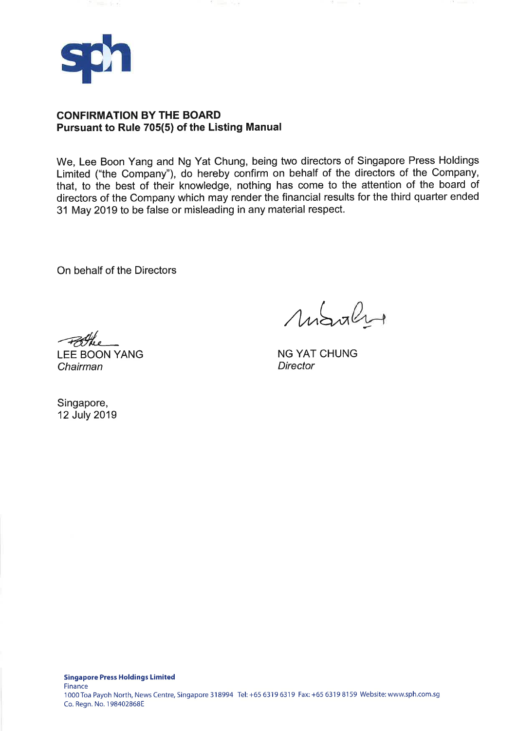## CONFIRMATION BY THE BOARD
**Pursuant to Rule 705(5) of the Listing Manual**

We, Lee Boon Yang and Ng Yat Chung, being two directors of Singapore Press Holdings Limited ("the Company"), do hereby confirm on behalf of the directors of the Company, that, to the best of their knowledge, nothing has come to the attention of the board of directors of the Company which may render the financial results for the third quarter ended 31 May 2019 to be false or misleading in any material respect.

On behalf of the Directors

LEE BOON YANG
*Chairman*

NG YAT CHUNG
*Director*

Singapore,
12 July 2019

**Singapore Press Holdings Limited**
Finance
1000 Toa Payoh North, News Centre, Singapore 318994 Tel: +65 6319 6319 Fax: +65 6319 8159 Website: www.sph.com.sg
Co. Regn. No. 198402868E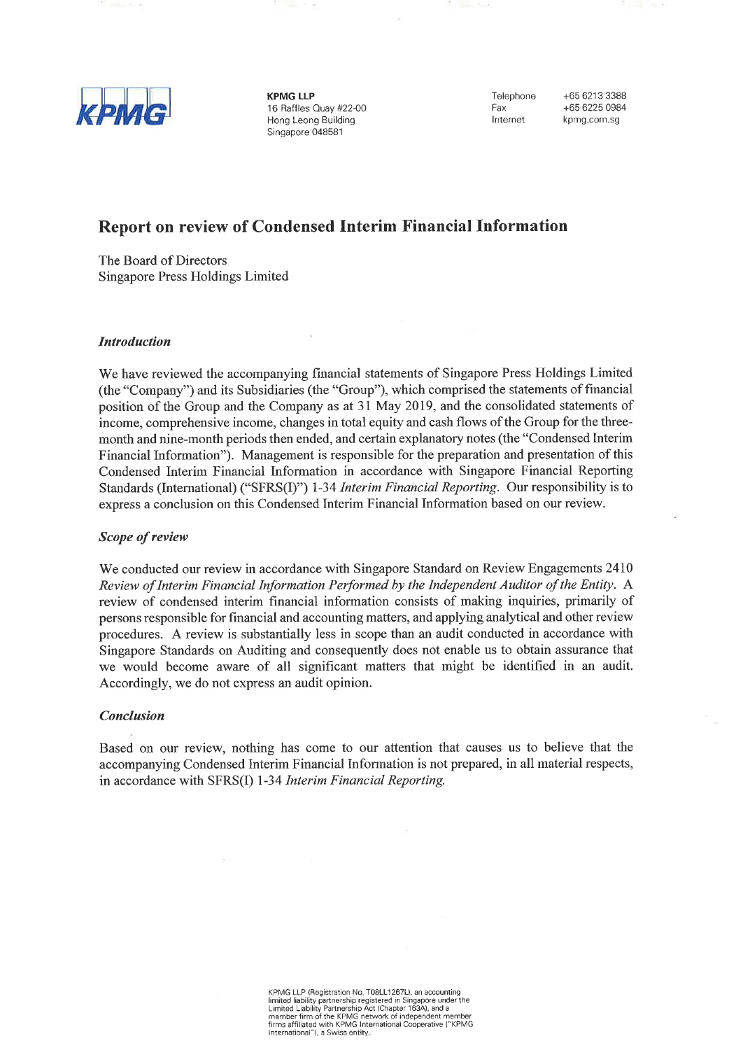**KPMG LLP**
16 Raffles Quay #22-00
Hong Leong Building
Singapore 048581

Telephone +65 6213 3388
Fax +65 6225 0984
Internet kpmg.com.sg

# Report on review of Condensed Interim Financial Information

The Board of Directors
Singapore Press Holdings Limited

### *Introduction*

We have reviewed the accompanying financial statements of Singapore Press Holdings Limited (the "Company") and its Subsidiaries (the "Group"), which comprised the statements of financial position of the Group and the Company as at 31 May 2019, and the consolidated statements of income, comprehensive income, changes in total equity and cash flows of the Group for the three-month and nine-month periods then ended, and certain explanatory notes (the "Condensed Interim Financial Information"). Management is responsible for the preparation and presentation of this Condensed Interim Financial Information in accordance with Singapore Financial Reporting Standards (International) ("SFRS(I)") 1-34 *Interim Financial Reporting*. Our responsibility is to express a conclusion on this Condensed Interim Financial Information based on our review.

### *Scope of review*

We conducted our review in accordance with Singapore Standard on Review Engagements 2410 *Review of Interim Financial Information Performed by the Independent Auditor of the Entity*. A review of condensed interim financial information consists of making inquiries, primarily of persons responsible for financial and accounting matters, and applying analytical and other review procedures. A review is substantially less in scope than an audit conducted in accordance with Singapore Standards on Auditing and consequently does not enable us to obtain assurance that we would become aware of all significant matters that might be identified in an audit. Accordingly, we do not express an audit opinion.

### *Conclusion*

Based on our review, nothing has come to our attention that causes us to believe that the accompanying Condensed Interim Financial Information is not prepared, in all material respects, in accordance with SFRS(I) 1-34 *Interim Financial Reporting.*

KPMG LLP (Registration No. T08LL1267L), an accounting limited liability partnership registered in Singapore under the Limited Liability Partnership Act (Chapter 163A), and a member firm of the KPMG network of independent member firms affiliated with KPMG International Cooperative ("KPMG International"), a Swiss entity.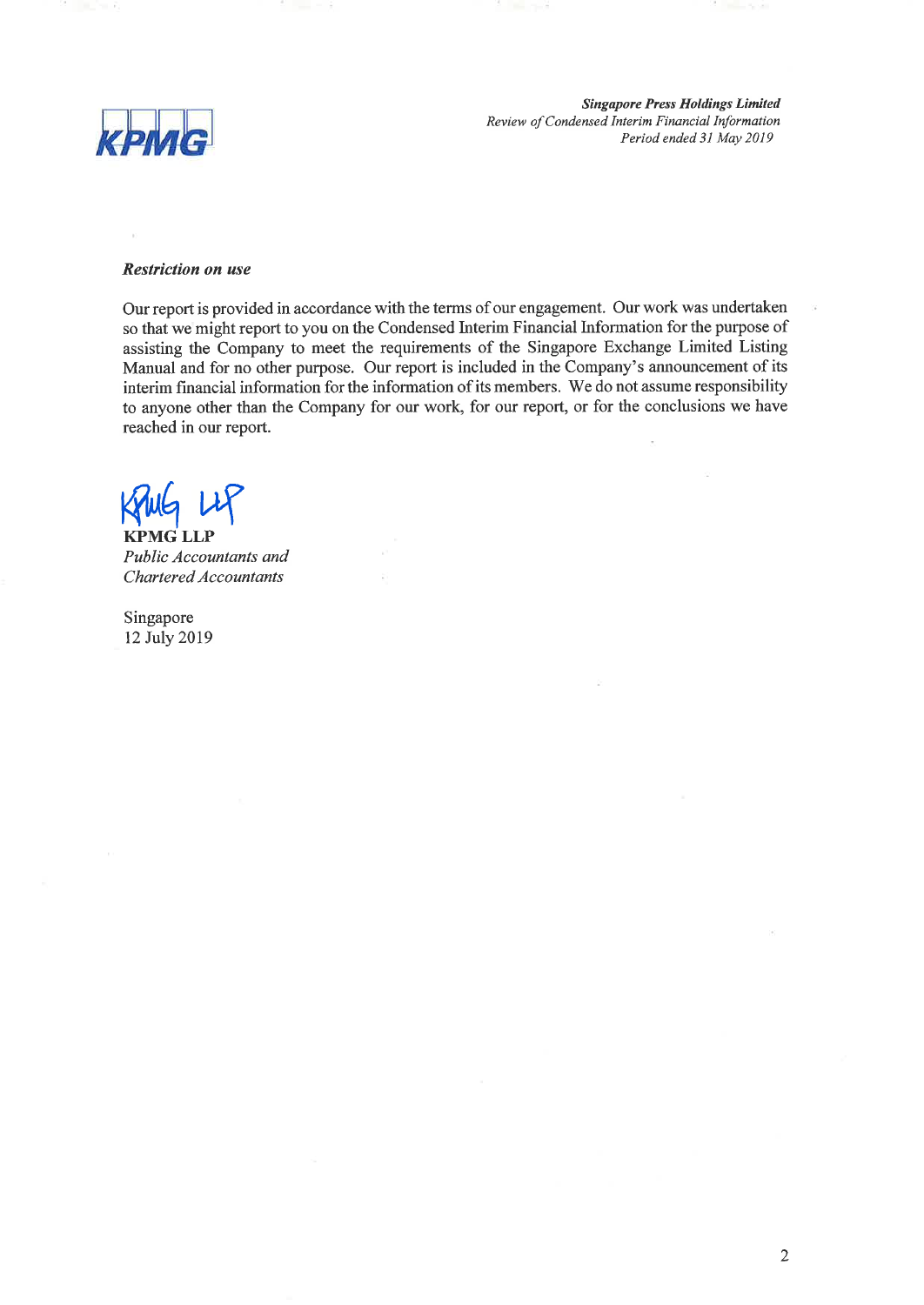***Restriction on use***

Our report is provided in accordance with the terms of our engagement. Our work was undertaken so that we might report to you on the Condensed Interim Financial Information for the purpose of assisting the Company to meet the requirements of the Singapore Exchange Limited Listing Manual and for no other purpose. Our report is included in the Company's announcement of its interim financial information for the information of its members. We do not assume responsibility to anyone other than the Company for our work, for our report, or for the conclusions we have reached in our report.

**KPMG LLP**
*Public Accountants and*
*Chartered Accountants*

Singapore
12 July 2019